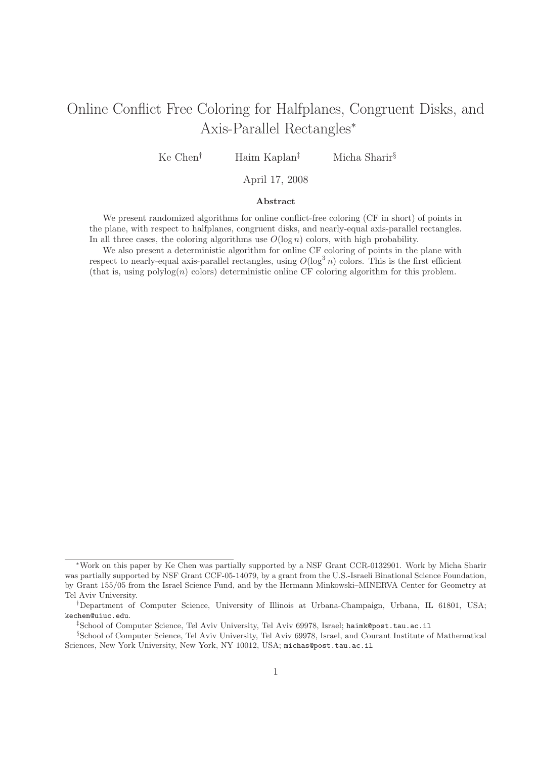# Online Conflict Free Coloring for Halfplanes, Congruent Disks, and Axis-Parallel Rectangles*

Ke Chen[†] Haim Kaplan[‡] Micha Sharir[§]

April 17, 2008

## Abstract

We present randomized algorithms for online conflict-free coloring (CF in short) of points in the plane, with respect to halfplanes, congruent disks, and nearly-equal axis-parallel rectangles. In all three cases, the coloring algorithms use $O(\log n)$ colors, with high probability.

We also present a deterministic algorithm for online CF coloring of points in the plane with respect to nearly-equal axis-parallel rectangles, using $O(\log^3 n)$ colors. This is the first efficient (that is, using polylog$(n)$ colors) deterministic online CF coloring algorithm for this problem.

---

*Work on this paper by Ke Chen was partially supported by a NSF Grant CCR-0132901. Work by Micha Sharir was partially supported by NSF Grant CCF-05-14079, by a grant from the U.S.-Israeli Binational Science Foundation, by Grant 155/05 from the Israel Science Fund, and by the Hermann Minkowski–MINERVA Center for Geometry at Tel Aviv University.

[†]Department of Computer Science, University of Illinois at Urbana-Champaign, Urbana, IL 61801, USA; kechen@uiuc.edu.

[‡]School of Computer Science, Tel Aviv University, Tel Aviv 69978, Israel; haimk@post.tau.ac.il

[§]School of Computer Science, Tel Aviv University, Tel Aviv 69978, Israel, and Courant Institute of Mathematical Sciences, New York University, New York, NY 10012, USA; michas@post.tau.ac.il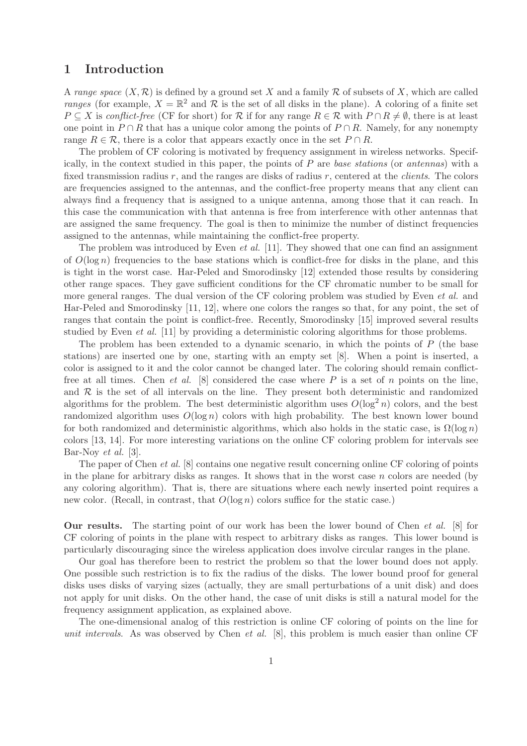# 1 Introduction

A *range space* $(X, \mathcal{R})$ is defined by a ground set $X$ and a family $\mathcal{R}$ of subsets of $X$, which are called *ranges* (for example, $X = \mathbb{R}^2$ and $\mathcal{R}$ is the set of all disks in the plane). A coloring of a finite set $P \subseteq X$ is *conflict-free* (CF for short) for $\mathcal{R}$ if for any range $R \in \mathcal{R}$ with $P \cap R \neq \emptyset$, there is at least one point in $P \cap R$ that has a unique color among the points of $P \cap R$. Namely, for any nonempty range $R \in \mathcal{R}$, there is a color that appears exactly once in the set $P \cap R$.

The problem of CF coloring is motivated by frequency assignment in wireless networks. Specifically, in the context studied in this paper, the points of $P$ are *base stations* (or *antennas*) with a fixed transmission radius $r$, and the ranges are disks of radius $r$, centered at the *clients*. The colors are frequencies assigned to the antennas, and the conflict-free property means that any client can always find a frequency that is assigned to a unique antenna, among those that it can reach. In this case the communication with that antenna is free from interference with other antennas that are assigned the same frequency. The goal is then to minimize the number of distinct frequencies assigned to the antennas, while maintaining the conflict-free property.

The problem was introduced by Even *et al.* [11]. They showed that one can find an assignment of $O(\log n)$ frequencies to the base stations which is conflict-free for disks in the plane, and this is tight in the worst case. Har-Peled and Smorodinsky [12] extended those results by considering other range spaces. They gave sufficient conditions for the CF chromatic number to be small for more general ranges. The dual version of the CF coloring problem was studied by Even *et al.* and Har-Peled and Smorodinsky [11, 12], where one colors the ranges so that, for any point, the set of ranges that contain the point is conflict-free. Recently, Smorodinsky [15] improved several results studied by Even *et al.* [11] by providing a deterministic coloring algorithms for those problems.

The problem has been extended to a dynamic scenario, in which the points of $P$ (the base stations) are inserted one by one, starting with an empty set [8]. When a point is inserted, a color is assigned to it and the color cannot be changed later. The coloring should remain conflict-free at all times. Chen *et al.* [8] considered the case where $P$ is a set of $n$ points on the line, and $\mathcal{R}$ is the set of all intervals on the line. They present both deterministic and randomized algorithms for the problem. The best deterministic algorithm uses $O(\log^2 n)$ colors, and the best randomized algorithm uses $O(\log n)$ colors with high probability. The best known lower bound for both randomized and deterministic algorithms, which also holds in the static case, is $\Omega(\log n)$ colors [13, 14]. For more interesting variations on the online CF coloring problem for intervals see Bar-Noy *et al.* [3].

The paper of Chen *et al.* [8] contains one negative result concerning online CF coloring of points in the plane for arbitrary disks as ranges. It shows that in the worst case $n$ colors are needed (by any coloring algorithm). That is, there are situations where each newly inserted point requires a new color. (Recall, in contrast, that $O(\log n)$ colors suffice for the static case.)

**Our results.** The starting point of our work has been the lower bound of Chen *et al.* [8] for CF coloring of points in the plane with respect to arbitrary disks as ranges. This lower bound is particularly discouraging since the wireless application does involve circular ranges in the plane.

Our goal has therefore been to restrict the problem so that the lower bound does not apply. One possible such restriction is to fix the radius of the disks. The lower bound proof for general disks uses disks of varying sizes (actually, they are small perturbations of a unit disk) and does not apply for unit disks. On the other hand, the case of unit disks is still a natural model for the frequency assignment application, as explained above.

The one-dimensional analog of this restriction is online CF coloring of points on the line for *unit intervals*. As was observed by Chen *et al.* [8], this problem is much easier than online CF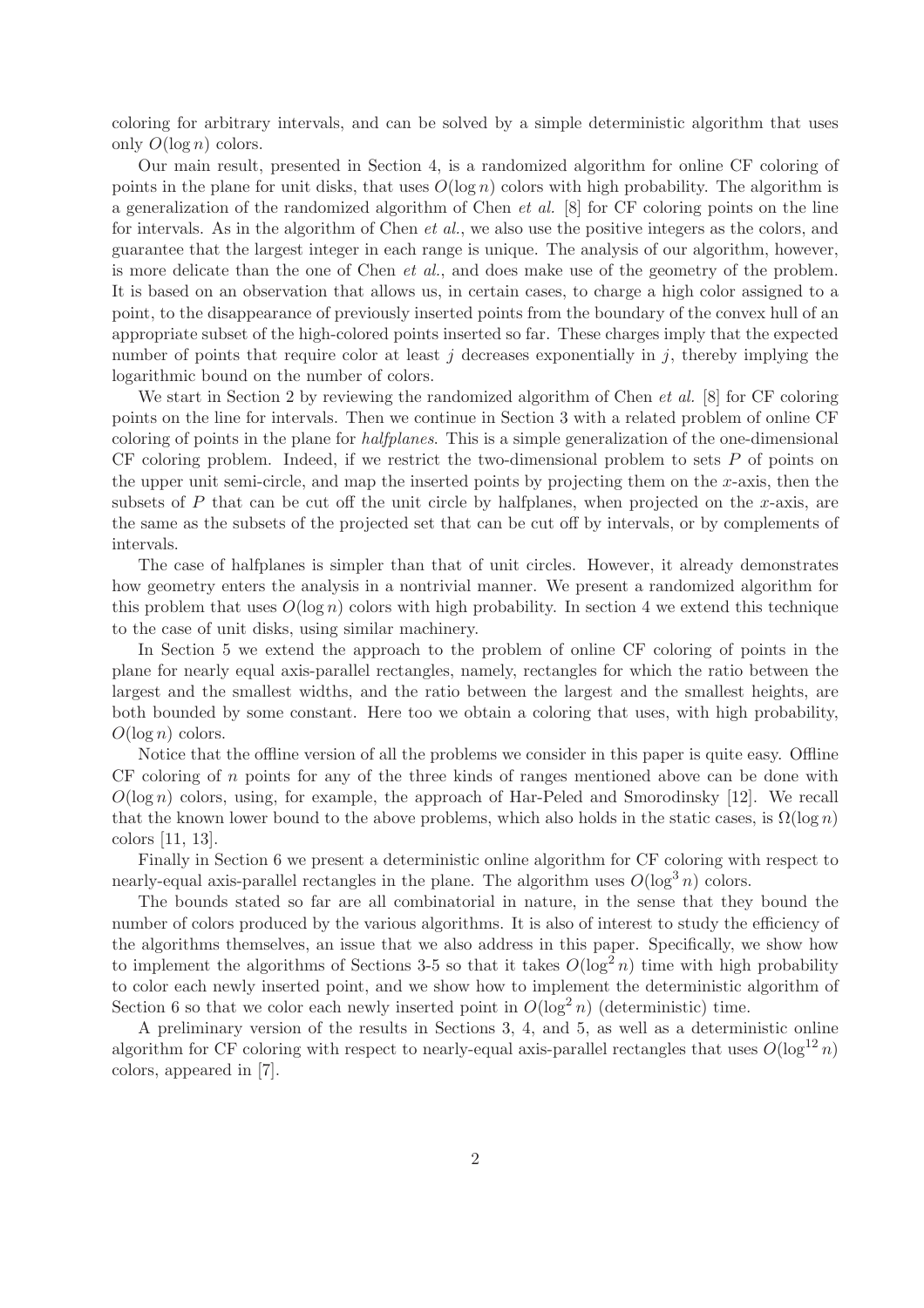coloring for arbitrary intervals, and can be solved by a simple deterministic algorithm that uses only $O(\log n)$ colors.

Our main result, presented in Section 4, is a randomized algorithm for online CF coloring of points in the plane for unit disks, that uses $O(\log n)$ colors with high probability. The algorithm is a generalization of the randomized algorithm of Chen *et al.* [8] for CF coloring points on the line for intervals. As in the algorithm of Chen *et al.*, we also use the positive integers as the colors, and guarantee that the largest integer in each range is unique. The analysis of our algorithm, however, is more delicate than the one of Chen *et al.*, and does make use of the geometry of the problem. It is based on an observation that allows us, in certain cases, to charge a high color assigned to a point, to the disappearance of previously inserted points from the boundary of the convex hull of an appropriate subset of the high-colored points inserted so far. These charges imply that the expected number of points that require color at least $j$ decreases exponentially in $j$, thereby implying the logarithmic bound on the number of colors.

We start in Section 2 by reviewing the randomized algorithm of Chen *et al.* [8] for CF coloring points on the line for intervals. Then we continue in Section 3 with a related problem of online CF coloring of points in the plane for *halfplanes*. This is a simple generalization of the one-dimensional CF coloring problem. Indeed, if we restrict the two-dimensional problem to sets $P$ of points on the upper unit semi-circle, and map the inserted points by projecting them on the $x$-axis, then the subsets of $P$ that can be cut off the unit circle by halfplanes, when projected on the $x$-axis, are the same as the subsets of the projected set that can be cut off by intervals, or by complements of intervals.

The case of halfplanes is simpler than that of unit circles. However, it already demonstrates how geometry enters the analysis in a nontrivial manner. We present a randomized algorithm for this problem that uses $O(\log n)$ colors with high probability. In section 4 we extend this technique to the case of unit disks, using similar machinery.

In Section 5 we extend the approach to the problem of online CF coloring of points in the plane for nearly equal axis-parallel rectangles, namely, rectangles for which the ratio between the largest and the smallest widths, and the ratio between the largest and the smallest heights, are both bounded by some constant. Here too we obtain a coloring that uses, with high probability, $O(\log n)$ colors.

Notice that the offline version of all the problems we consider in this paper is quite easy. Offline CF coloring of $n$ points for any of the three kinds of ranges mentioned above can be done with $O(\log n)$ colors, using, for example, the approach of Har-Peled and Smorodinsky [12]. We recall that the known lower bound to the above problems, which also holds in the static cases, is $\Omega(\log n)$ colors [11, 13].

Finally in Section 6 we present a deterministic online algorithm for CF coloring with respect to nearly-equal axis-parallel rectangles in the plane. The algorithm uses $O(\log^3 n)$ colors.

The bounds stated so far are all combinatorial in nature, in the sense that they bound the number of colors produced by the various algorithms. It is also of interest to study the efficiency of the algorithms themselves, an issue that we also address in this paper. Specifically, we show how to implement the algorithms of Sections 3-5 so that it takes $O(\log^2 n)$ time with high probability to color each newly inserted point, and we show how to implement the deterministic algorithm of Section 6 so that we color each newly inserted point in $O(\log^2 n)$ (deterministic) time.

A preliminary version of the results in Sections 3, 4, and 5, as well as a deterministic online algorithm for CF coloring with respect to nearly-equal axis-parallel rectangles that uses $O(\log^{12} n)$ colors, appeared in [7].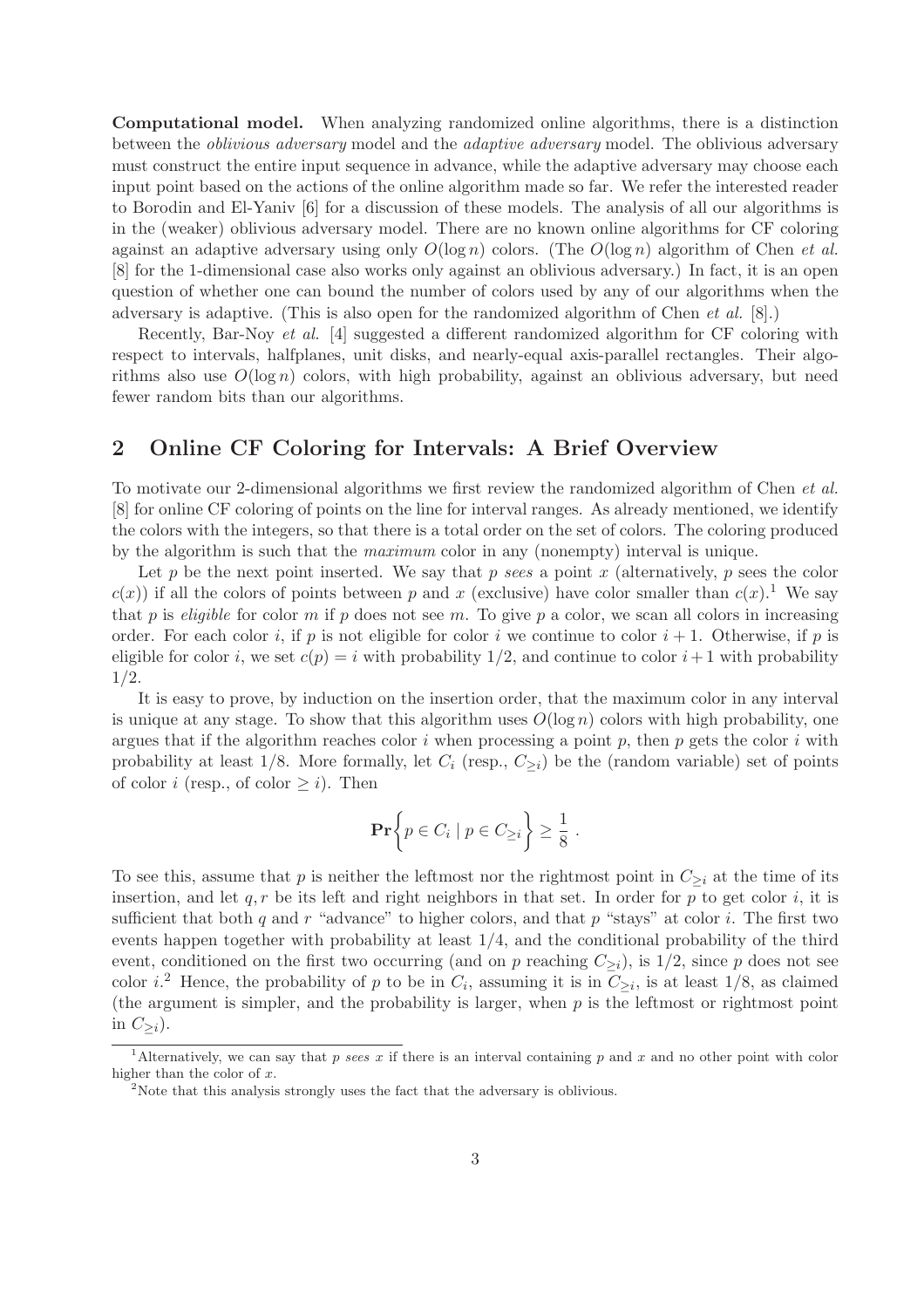**Computational model.** When analyzing randomized online algorithms, there is a distinction between the *oblivious adversary* model and the *adaptive adversary* model. The oblivious adversary must construct the entire input sequence in advance, while the adaptive adversary may choose each input point based on the actions of the online algorithm made so far. We refer the interested reader to Borodin and El-Yaniv [6] for a discussion of these models. The analysis of all our algorithms is in the (weaker) oblivious adversary model. There are no known online algorithms for CF coloring against an adaptive adversary using only $O(\log n)$ colors. (The $O(\log n)$ algorithm of Chen *et al.* [8] for the 1-dimensional case also works only against an oblivious adversary.) In fact, it is an open question of whether one can bound the number of colors used by any of our algorithms when the adversary is adaptive. (This is also open for the randomized algorithm of Chen *et al.* [8].)

Recently, Bar-Noy *et al.* [4] suggested a different randomized algorithm for CF coloring with respect to intervals, halfplanes, unit disks, and nearly-equal axis-parallel rectangles. Their algorithms also use $O(\log n)$ colors, with high probability, against an oblivious adversary, but need fewer random bits than our algorithms.

## 2 Online CF Coloring for Intervals: A Brief Overview

To motivate our 2-dimensional algorithms we first review the randomized algorithm of Chen *et al.* [8] for online CF coloring of points on the line for interval ranges. As already mentioned, we identify the colors with the integers, so that there is a total order on the set of colors. The coloring produced by the algorithm is such that the *maximum* color in any (nonempty) interval is unique.

Let $p$ be the next point inserted. We say that $p$ *sees* a point $x$ (alternatively, $p$ sees the color $c(x)$) if all the colors of points between $p$ and $x$ (exclusive) have color smaller than $c(x)$.[1] We say that $p$ is *eligible* for color $m$ if $p$ does not see $m$. To give $p$ a color, we scan all colors in increasing order. For each color $i$, if $p$ is not eligible for color $i$ we continue to color $i+1$. Otherwise, if $p$ is eligible for color $i$, we set $c(p) = i$ with probability $1/2$, and continue to color $i+1$ with probability $1/2$.

It is easy to prove, by induction on the insertion order, that the maximum color in any interval is unique at any stage. To show that this algorithm uses $O(\log n)$ colors with high probability, one argues that if the algorithm reaches color $i$ when processing a point $p$, then $p$ gets the color $i$ with probability at least $1/8$. More formally, let $C_i$ (resp., $C_{\geq i}$) be the (random variable) set of points of color $i$ (resp., of color $\geq i$). Then

$$\mathbf{Pr}\Big\{ p \in C_i \mid p \in C_{\geq i} \Big\} \geq \frac{1}{8} \ .$$

To see this, assume that $p$ is neither the leftmost nor the rightmost point in $C_{\geq i}$ at the time of its insertion, and let $q, r$ be its left and right neighbors in that set. In order for $p$ to get color $i$, it is sufficient that both $q$ and $r$ "advance" to higher colors, and that $p$ "stays" at color $i$. The first two events happen together with probability at least $1/4$, and the conditional probability of the third event, conditioned on the first two occurring (and on $p$ reaching $C_{\geq i}$), is $1/2$, since $p$ does not see color $i$.[2] Hence, the probability of $p$ to be in $C_i$, assuming it is in $C_{\geq i}$, is at least $1/8$, as claimed (the argument is simpler, and the probability is larger, when $p$ is the leftmost or rightmost point in $C_{\geq i}$).

[1] Alternatively, we can say that $p$ *sees* $x$ if there is an interval containing $p$ and $x$ and no other point with color higher than the color of $x$.

[2] Note that this analysis strongly uses the fact that the adversary is oblivious.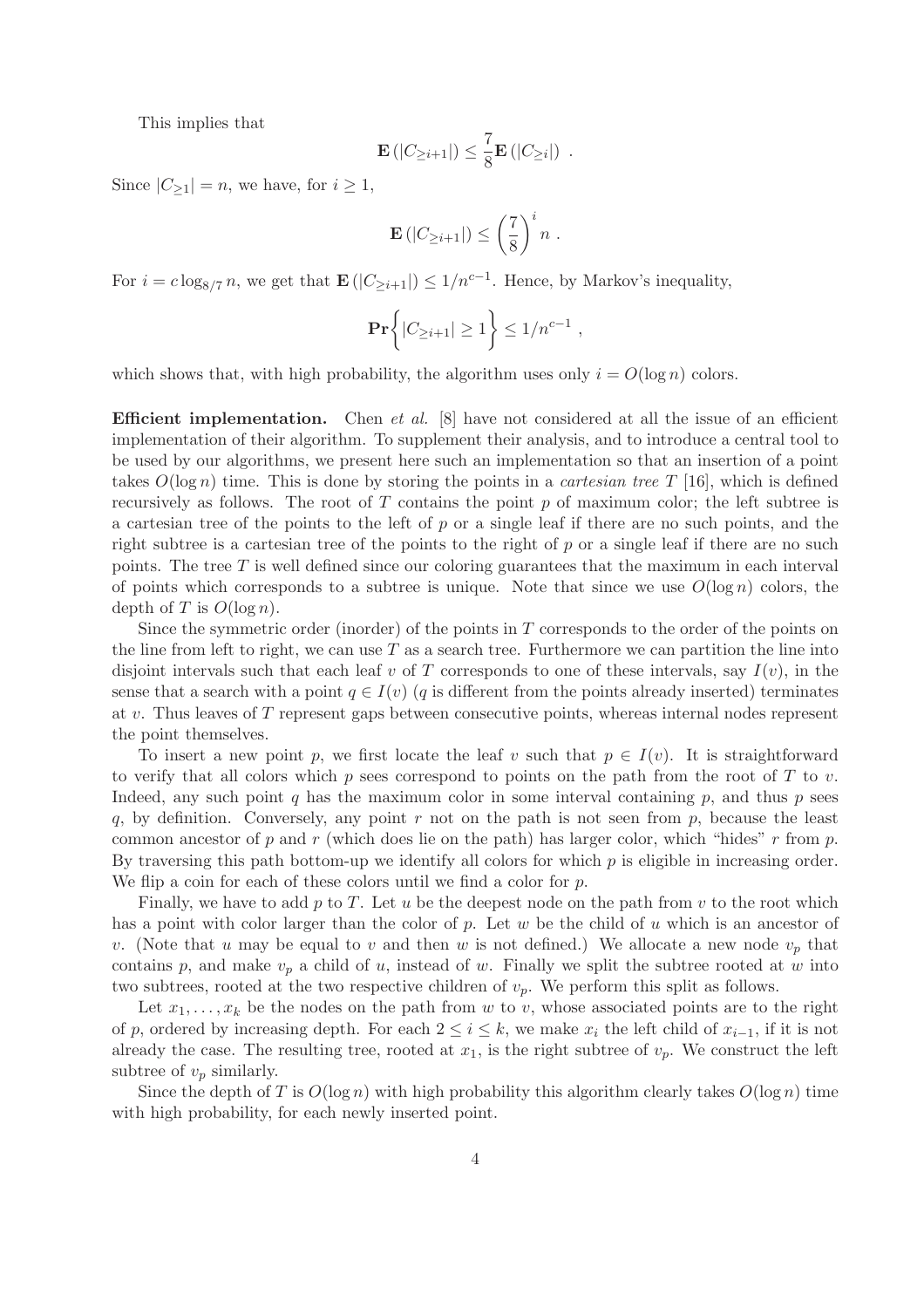This implies that

$$\mathbf{E}\left(|C_{\geq i+1}|\right) \leq \frac{7}{8}\mathbf{E}\left(|C_{\geq i}|\right) \ .$$

Since $|C_{\geq 1}| = n$, we have, for $i \geq 1$,

$$\mathbf{E}\left(|C_{\geq i+1}|\right) \leq \left(\frac{7}{8}\right)^i n \ .$$

For $i = c\log_{8/7} n$, we get that $\mathbf{E}\left(|C_{\geq i+1}|\right) \leq 1/n^{c-1}$. Hence, by Markov's inequality,

$$\mathbf{Pr}\Big\{|C_{\geq i+1}| \geq 1\Big\} \leq 1/n^{c-1} \ ,$$

which shows that, with high probability, the algorithm uses only $i = O(\log n)$ colors.

**Efficient implementation.** Chen *et al.* [8] have not considered at all the issue of an efficient implementation of their algorithm. To supplement their analysis, and to introduce a central tool to be used by our algorithms, we present here such an implementation so that an insertion of a point takes $O(\log n)$ time. This is done by storing the points in a *cartesian tree* $T$ [16], which is defined recursively as follows. The root of $T$ contains the point $p$ of maximum color; the left subtree is a cartesian tree of the points to the left of $p$ or a single leaf if there are no such points, and the right subtree is a cartesian tree of the points to the right of $p$ or a single leaf if there are no such points. The tree $T$ is well defined since our coloring guarantees that the maximum in each interval of points which corresponds to a subtree is unique. Note that since we use $O(\log n)$ colors, the depth of $T$ is $O(\log n)$.

Since the symmetric order (inorder) of the points in $T$ corresponds to the order of the points on the line from left to right, we can use $T$ as a search tree. Furthermore we can partition the line into disjoint intervals such that each leaf $v$ of $T$ corresponds to one of these intervals, say $I(v)$, in the sense that a search with a point $q \in I(v)$ ($q$ is different from the points already inserted) terminates at $v$. Thus leaves of $T$ represent gaps between consecutive points, whereas internal nodes represent the point themselves.

To insert a new point $p$, we first locate the leaf $v$ such that $p \in I(v)$. It is straightforward to verify that all colors which $p$ sees correspond to points on the path from the root of $T$ to $v$. Indeed, any such point $q$ has the maximum color in some interval containing $p$, and thus $p$ sees $q$, by definition. Conversely, any point $r$ not on the path is not seen from $p$, because the least common ancestor of $p$ and $r$ (which does lie on the path) has larger color, which "hides" $r$ from $p$. By traversing this path bottom-up we identify all colors for which $p$ is eligible in increasing order. We flip a coin for each of these colors until we find a color for $p$.

Finally, we have to add $p$ to $T$. Let $u$ be the deepest node on the path from $v$ to the root which has a point with color larger than the color of $p$. Let $w$ be the child of $u$ which is an ancestor of $v$. (Note that $u$ may be equal to $v$ and then $w$ is not defined.) We allocate a new node $v_p$ that contains $p$, and make $v_p$ a child of $u$, instead of $w$. Finally we split the subtree rooted at $w$ into two subtrees, rooted at the two respective children of $v_p$. We perform this split as follows.

Let $x_1, \ldots, x_k$ be the nodes on the path from $w$ to $v$, whose associated points are to the right of $p$, ordered by increasing depth. For each $2 \leq i \leq k$, we make $x_i$ the left child of $x_{i-1}$, if it is not already the case. The resulting tree, rooted at $x_1$, is the right subtree of $v_p$. We construct the left subtree of $v_p$ similarly.

Since the depth of $T$ is $O(\log n)$ with high probability this algorithm clearly takes $O(\log n)$ time with high probability, for each newly inserted point.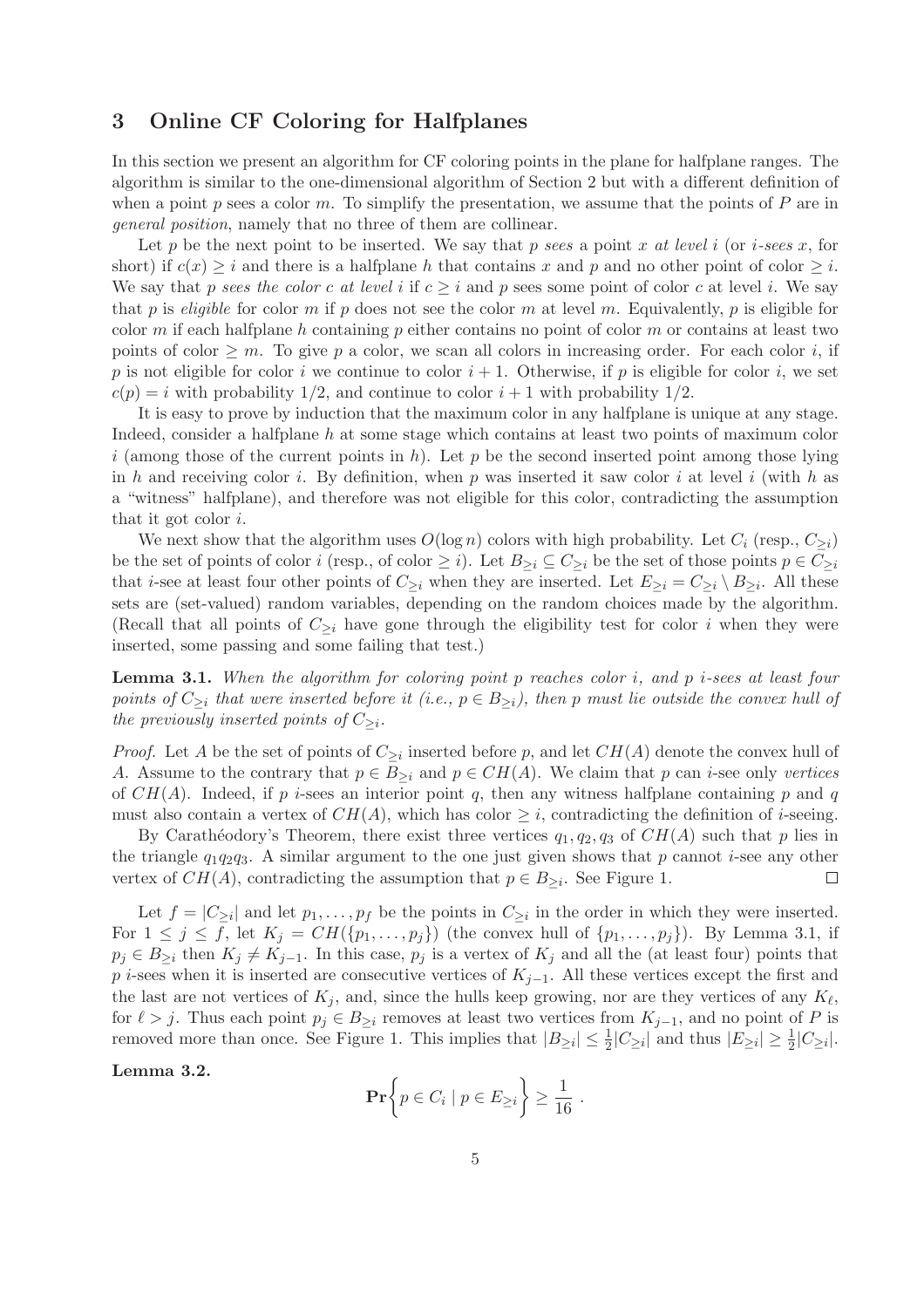## 3 Online CF Coloring for Halfplanes

In this section we present an algorithm for CF coloring points in the plane for halfplane ranges. The algorithm is similar to the one-dimensional algorithm of Section 2 but with a different definition of when a point $p$ sees a color $m$. To simplify the presentation, we assume that the points of $P$ are in *general position*, namely that no three of them are collinear.

Let $p$ be the next point to be inserted. We say that $p$ *sees* a point $x$ *at level* $i$ (or $i$-*sees* $x$, for short) if $c(x) \geq i$ and there is a halfplane $h$ that contains $x$ and $p$ and no other point of color $\geq i$. We say that $p$ *sees the color* $c$ *at level* $i$ if $c \geq i$ and $p$ sees some point of color $c$ at level $i$. We say that $p$ is *eligible* for color $m$ if $p$ does not see the color $m$ at level $m$. Equivalently, $p$ is eligible for color $m$ if each halfplane $h$ containing $p$ either contains no point of color $m$ or contains at least two points of color $\geq m$. To give $p$ a color, we scan all colors in increasing order. For each color $i$, if $p$ is not eligible for color $i$ we continue to color $i+1$. Otherwise, if $p$ is eligible for color $i$, we set $c(p) = i$ with probability $1/2$, and continue to color $i+1$ with probability $1/2$.

It is easy to prove by induction that the maximum color in any halfplane is unique at any stage. Indeed, consider a halfplane $h$ at some stage which contains at least two points of maximum color $i$ (among those of the current points in $h$). Let $p$ be the second inserted point among those lying in $h$ and receiving color $i$. By definition, when $p$ was inserted it saw color $i$ at level $i$ (with $h$ as a "witness" halfplane), and therefore was not eligible for this color, contradicting the assumption that it got color $i$.

We next show that the algorithm uses $O(\log n)$ colors with high probability. Let $C_i$ (resp., $C_{\geq i}$) be the set of points of color $i$ (resp., of color $\geq i$). Let $B_{\geq i} \subseteq C_{\geq i}$ be the set of those points $p \in C_{\geq i}$ that $i$-see at least four other points of $C_{\geq i}$ when they are inserted. Let $E_{\geq i} = C_{\geq i} \setminus B_{\geq i}$. All these sets are (set-valued) random variables, depending on the random choices made by the algorithm. (Recall that all points of $C_{\geq i}$ have gone through the eligibility test for color $i$ when they were inserted, some passing and some failing that test.)

**Lemma 3.1.** *When the algorithm for coloring point $p$ reaches color $i$, and $p$ $i$-sees at least four points of $C_{\geq i}$ that were inserted before it (i.e., $p \in B_{\geq i}$), then $p$ must lie outside the convex hull of the previously inserted points of $C_{\geq i}$.*

*Proof.* Let $A$ be the set of points of $C_{\geq i}$ inserted before $p$, and let $CH(A)$ denote the convex hull of $A$. Assume to the contrary that $p \in B_{\geq i}$ and $p \in CH(A)$. We claim that $p$ can $i$-see only *vertices* of $CH(A)$. Indeed, if $p$ $i$-sees an interior point $q$, then any witness halfplane containing $p$ and $q$ must also contain a vertex of $CH(A)$, which has color $\geq i$, contradicting the definition of $i$-seeing.

By Carathéodory's Theorem, there exist three vertices $q_1, q_2, q_3$ of $CH(A)$ such that $p$ lies in the triangle $q_1q_2q_3$. A similar argument to the one just given shows that $p$ cannot $i$-see any other vertex of $CH(A)$, contradicting the assumption that $p \in B_{\geq i}$. See Figure 1. $\square$

Let $f = |C_{\geq i}|$ and let $p_1, \ldots, p_f$ be the points in $C_{\geq i}$ in the order in which they were inserted. For $1 \leq j \leq f$, let $K_j = CH(\{p_1, \ldots, p_j\})$ (the convex hull of $\{p_1, \ldots, p_j\}$). By Lemma 3.1, if $p_j \in B_{\geq i}$ then $K_j \neq K_{j-1}$. In this case, $p_j$ is a vertex of $K_j$ and all the (at least four) points that $p$ $i$-sees when it is inserted are consecutive vertices of $K_{j-1}$. All these vertices except the first and the last are not vertices of $K_j$, and, since the hulls keep growing, nor are they vertices of any $K_\ell$, for $\ell > j$. Thus each point $p_j \in B_{\geq i}$ removes at least two vertices from $K_{j-1}$, and no point of $P$ is removed more than once. See Figure 1. This implies that $|B_{\geq i}| \leq \frac{1}{2}|C_{\geq i}|$ and thus $|E_{\geq i}| \geq \frac{1}{2}|C_{\geq i}|$.

**Lemma 3.2.**

$$\mathbf{Pr}\left\{ p \in C_i \mid p \in E_{\geq i} \right\} \geq \frac{1}{16} \ .$$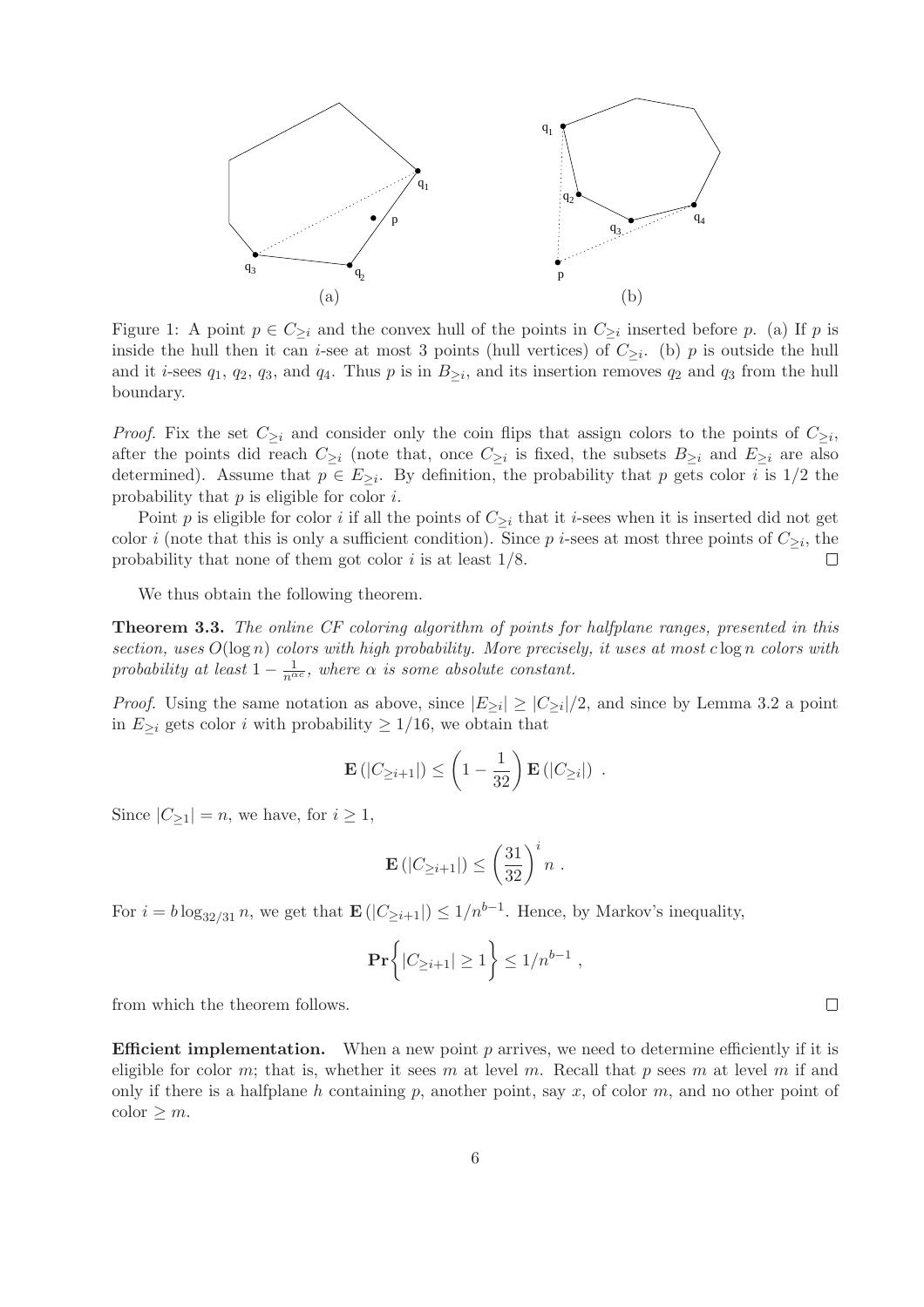Figure 1: A point $p \in C_{\geq i}$ and the convex hull of the points in $C_{\geq i}$ inserted before $p$. (a) If $p$ is inside the hull then it can $i$-see at most 3 points (hull vertices) of $C_{\geq i}$. (b) $p$ is outside the hull and it $i$-sees $q_1$, $q_2$, $q_3$, and $q_4$. Thus $p$ is in $B_{\geq i}$, and its insertion removes $q_2$ and $q_3$ from the hull boundary.

*Proof.* Fix the set $C_{\geq i}$ and consider only the coin flips that assign colors to the points of $C_{\geq i}$, after the points did reach $C_{\geq i}$ (note that, once $C_{\geq i}$ is fixed, the subsets $B_{\geq i}$ and $E_{\geq i}$ are also determined). Assume that $p \in E_{\geq i}$. By definition, the probability that $p$ gets color $i$ is 1/2 the probability that $p$ is eligible for color $i$.

Point $p$ is eligible for color $i$ if all the points of $C_{\geq i}$ that it $i$-sees when it is inserted did not get color $i$ (note that this is only a sufficient condition). Since $p$ $i$-sees at most three points of $C_{\geq i}$, the probability that none of them got color $i$ is at least 1/8. ◻

We thus obtain the following theorem.

**Theorem 3.3.** *The online CF coloring algorithm of points for halfplane ranges, presented in this section, uses $O(\log n)$ colors with high probability. More precisely, it uses at most $c \log n$ colors with probability at least $1 - \frac{1}{n^{\alpha c}}$, where $\alpha$ is some absolute constant.*

*Proof.* Using the same notation as above, since $|E_{\geq i}| \geq |C_{\geq i}|/2$, and since by Lemma 3.2 a point in $E_{\geq i}$ gets color $i$ with probability $\geq 1/16$, we obtain that

$$\mathbf{E}\left(|C_{\geq i+1}|\right) \leq \left(1 - \frac{1}{32}\right) \mathbf{E}\left(|C_{\geq i}|\right) \ .$$

Since $|C_{\geq 1}| = n$, we have, for $i \geq 1$,

$$\mathbf{E}\left(|C_{\geq i+1}|\right) \leq \left(\frac{31}{32}\right)^i n \ .$$

For $i = b \log_{32/31} n$, we get that $\mathbf{E}\left(|C_{\geq i+1}|\right) \leq 1/n^{b-1}$. Hence, by Markov's inequality,

$$\mathbf{Pr}\left\{ |C_{\geq i+1}| \geq 1 \right\} \leq 1/n^{b-1} \ ,$$

from which the theorem follows. ◻

**Efficient implementation.** When a new point $p$ arrives, we need to determine efficiently if it is eligible for color $m$; that is, whether it sees $m$ at level $m$. Recall that $p$ sees $m$ at level $m$ if and only if there is a halfplane $h$ containing $p$, another point, say $x$, of color $m$, and no other point of color $\geq m$.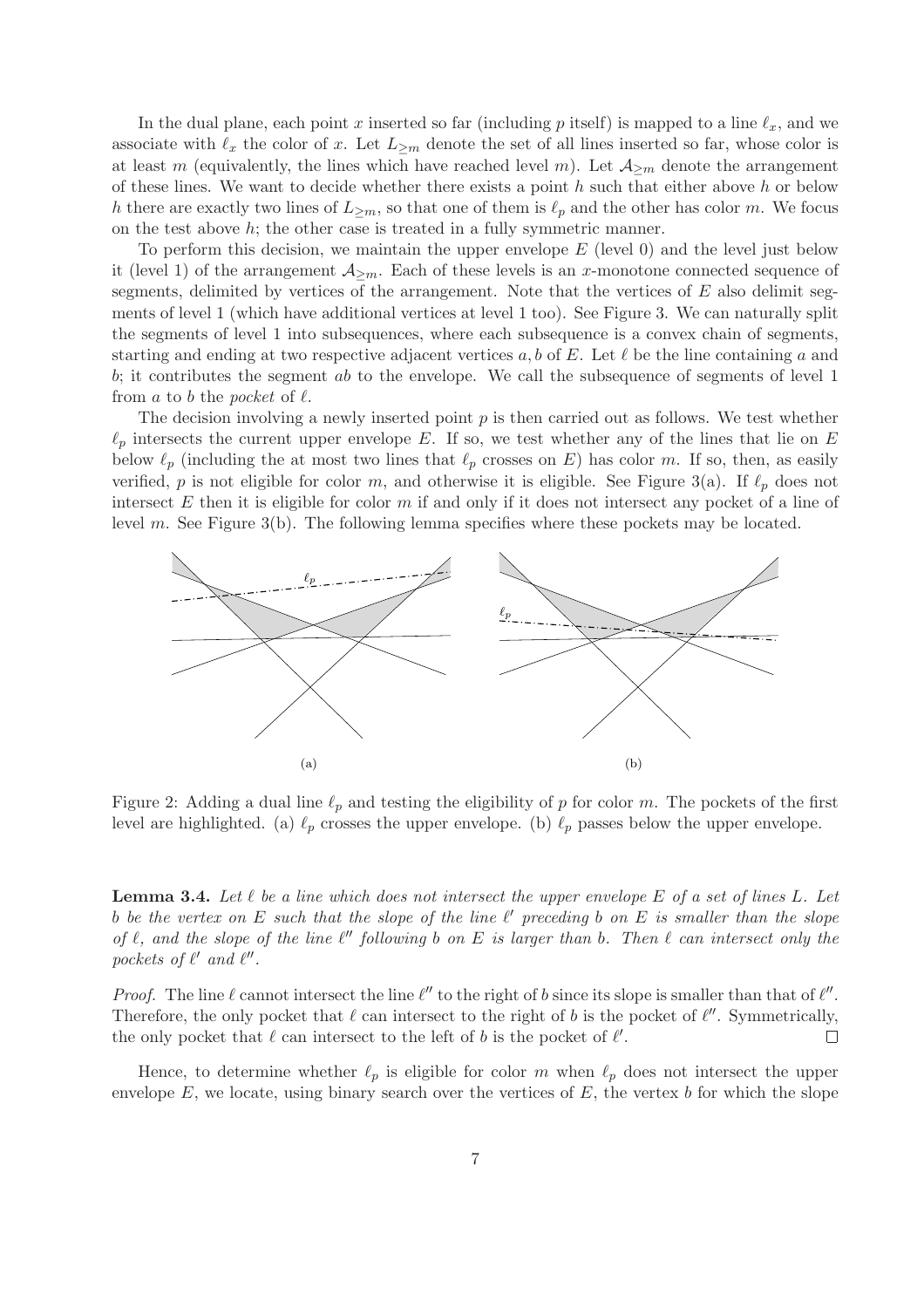In the dual plane, each point $x$ inserted so far (including $p$ itself) is mapped to a line $\ell_x$, and we associate with $\ell_x$ the color of $x$. Let $L_{\geq m}$ denote the set of all lines inserted so far, whose color is at least $m$ (equivalently, the lines which have reached level $m$). Let $\mathcal{A}_{\geq m}$ denote the arrangement of these lines. We want to decide whether there exists a point $h$ such that either above $h$ or below $h$ there are exactly two lines of $L_{\geq m}$, so that one of them is $\ell_p$ and the other has color $m$. We focus on the test above $h$; the other case is treated in a fully symmetric manner.

To perform this decision, we maintain the upper envelope $E$ (level 0) and the level just below it (level 1) of the arrangement $\mathcal{A}_{\geq m}$. Each of these levels is an $x$-monotone connected sequence of segments, delimited by vertices of the arrangement. Note that the vertices of $E$ also delimit segments of level 1 (which have additional vertices at level 1 too). See Figure 3. We can naturally split the segments of level 1 into subsequences, where each subsequence is a convex chain of segments, starting and ending at two respective adjacent vertices $a, b$ of $E$. Let $\ell$ be the line containing $a$ and $b$; it contributes the segment $ab$ to the envelope. We call the subsequence of segments of level 1 from $a$ to $b$ the *pocket* of $\ell$.

The decision involving a newly inserted point $p$ is then carried out as follows. We test whether $\ell_p$ intersects the current upper envelope $E$. If so, we test whether any of the lines that lie on $E$ below $\ell_p$ (including the at most two lines that $\ell_p$ crosses on $E$) has color $m$. If so, then, as easily verified, $p$ is not eligible for color $m$, and otherwise it is eligible. See Figure 3(a). If $\ell_p$ does not intersect $E$ then it is eligible for color $m$ if and only if it does not intersect any pocket of a line of level $m$. See Figure 3(b). The following lemma specifies where these pockets may be located.

Figure 2: Adding a dual line $\ell_p$ and testing the eligibility of $p$ for color $m$. The pockets of the first level are highlighted. (a) $\ell_p$ crosses the upper envelope. (b) $\ell_p$ passes below the upper envelope.

**Lemma 3.4.** *Let $\ell$ be a line which does not intersect the upper envelope $E$ of a set of lines $L$. Let $b$ be the vertex on $E$ such that the slope of the line $\ell'$ preceding $b$ on $E$ is smaller than the slope of $\ell$, and the slope of the line $\ell''$ following $b$ on $E$ is larger than $b$. Then $\ell$ can intersect only the pockets of $\ell'$ and $\ell''$.*

*Proof.* The line $\ell$ cannot intersect the line $\ell''$ to the right of $b$ since its slope is smaller than that of $\ell''$. Therefore, the only pocket that $\ell$ can intersect to the right of $b$ is the pocket of $\ell''$. Symmetrically, the only pocket that $\ell$ can intersect to the left of $b$ is the pocket of $\ell'$. $\square$

Hence, to determine whether $\ell_p$ is eligible for color $m$ when $\ell_p$ does not intersect the upper envelope $E$, we locate, using binary search over the vertices of $E$, the vertex $b$ for which the slope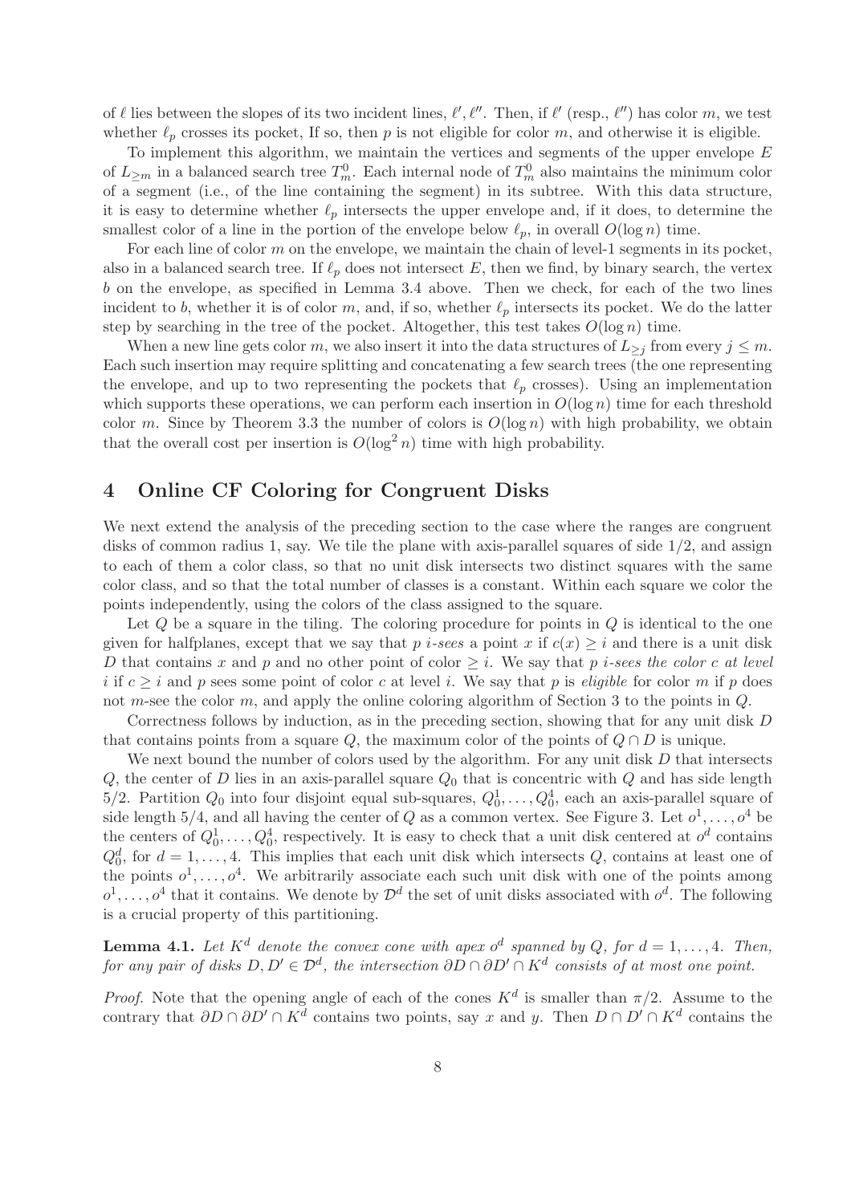of $\ell$ lies between the slopes of its two incident lines, $\ell', \ell''$. Then, if $\ell'$ (resp., $\ell''$) has color $m$, we test whether $\ell_p$ crosses its pocket, If so, then $p$ is not eligible for color $m$, and otherwise it is eligible.

To implement this algorithm, we maintain the vertices and segments of the upper envelope $E$ of $L_{\geq m}$ in a balanced search tree $T_m^0$. Each internal node of $T_m^0$ also maintains the minimum color of a segment (i.e., of the line containing the segment) in its subtree. With this data structure, it is easy to determine whether $\ell_p$ intersects the upper envelope and, if it does, to determine the smallest color of a line in the portion of the envelope below $\ell_p$, in overall $O(\log n)$ time.

For each line of color $m$ on the envelope, we maintain the chain of level-1 segments in its pocket, also in a balanced search tree. If $\ell_p$ does not intersect $E$, then we find, by binary search, the vertex $b$ on the envelope, as specified in Lemma 3.4 above. Then we check, for each of the two lines incident to $b$, whether it is of color $m$, and, if so, whether $\ell_p$ intersects its pocket. We do the latter step by searching in the tree of the pocket. Altogether, this test takes $O(\log n)$ time.

When a new line gets color $m$, we also insert it into the data structures of $L_{\geq j}$ from every $j \leq m$. Each such insertion may require splitting and concatenating a few search trees (the one representing the envelope, and up to two representing the pockets that $\ell_p$ crosses). Using an implementation which supports these operations, we can perform each insertion in $O(\log n)$ time for each threshold color $m$. Since by Theorem 3.3 the number of colors is $O(\log n)$ with high probability, we obtain that the overall cost per insertion is $O(\log^2 n)$ time with high probability.

## 4 Online CF Coloring for Congruent Disks

We next extend the analysis of the preceding section to the case where the ranges are congruent disks of common radius 1, say. We tile the plane with axis-parallel squares of side $1/2$, and assign to each of them a color class, so that no unit disk intersects two distinct squares with the same color class, and so that the total number of classes is a constant. Within each square we color the points independently, using the colors of the class assigned to the square.

Let $Q$ be a square in the tiling. The coloring procedure for points in $Q$ is identical to the one given for halfplanes, except that we say that $p$ *$i$-sees* a point $x$ if $c(x) \geq i$ and there is a unit disk $D$ that contains $x$ and $p$ and no other point of color $\geq i$. We say that *$p$ $i$-sees the color $c$ at level $i$* if $c \geq i$ and $p$ sees some point of color $c$ at level $i$. We say that $p$ is *eligible* for color $m$ if $p$ does not $m$-see the color $m$, and apply the online coloring algorithm of Section 3 to the points in $Q$.

Correctness follows by induction, as in the preceding section, showing that for any unit disk $D$ that contains points from a square $Q$, the maximum color of the points of $Q \cap D$ is unique.

We next bound the number of colors used by the algorithm. For any unit disk $D$ that intersects $Q$, the center of $D$ lies in an axis-parallel square $Q_0$ that is concentric with $Q$ and has side length $5/2$. Partition $Q_0$ into four disjoint equal sub-squares, $Q_0^1, \ldots, Q_0^4$, each an axis-parallel square of side length $5/4$, and all having the center of $Q$ as a common vertex. See Figure 3. Let $o^1, \ldots, o^4$ be the centers of $Q_0^1, \ldots, Q_0^4$, respectively. It is easy to check that a unit disk centered at $o^d$ contains $Q_0^d$, for $d = 1, \ldots, 4$. This implies that each unit disk which intersects $Q$, contains at least one of the points $o^1, \ldots, o^4$. We arbitrarily associate each such unit disk with one of the points among $o^1, \ldots, o^4$ that it contains. We denote by $\mathcal{D}^d$ the set of unit disks associated with $o^d$. The following is a crucial property of this partitioning.

**Lemma 4.1.** *Let $K^d$ denote the convex cone with apex $o^d$ spanned by $Q$, for $d = 1, \ldots, 4$. Then, for any pair of disks $D, D' \in \mathcal{D}^d$, the intersection $\partial D \cap \partial D' \cap K^d$ consists of at most one point.*

*Proof.* Note that the opening angle of each of the cones $K^d$ is smaller than $\pi/2$. Assume to the contrary that $\partial D \cap \partial D' \cap K^d$ contains two points, say $x$ and $y$. Then $D \cap D' \cap K^d$ contains the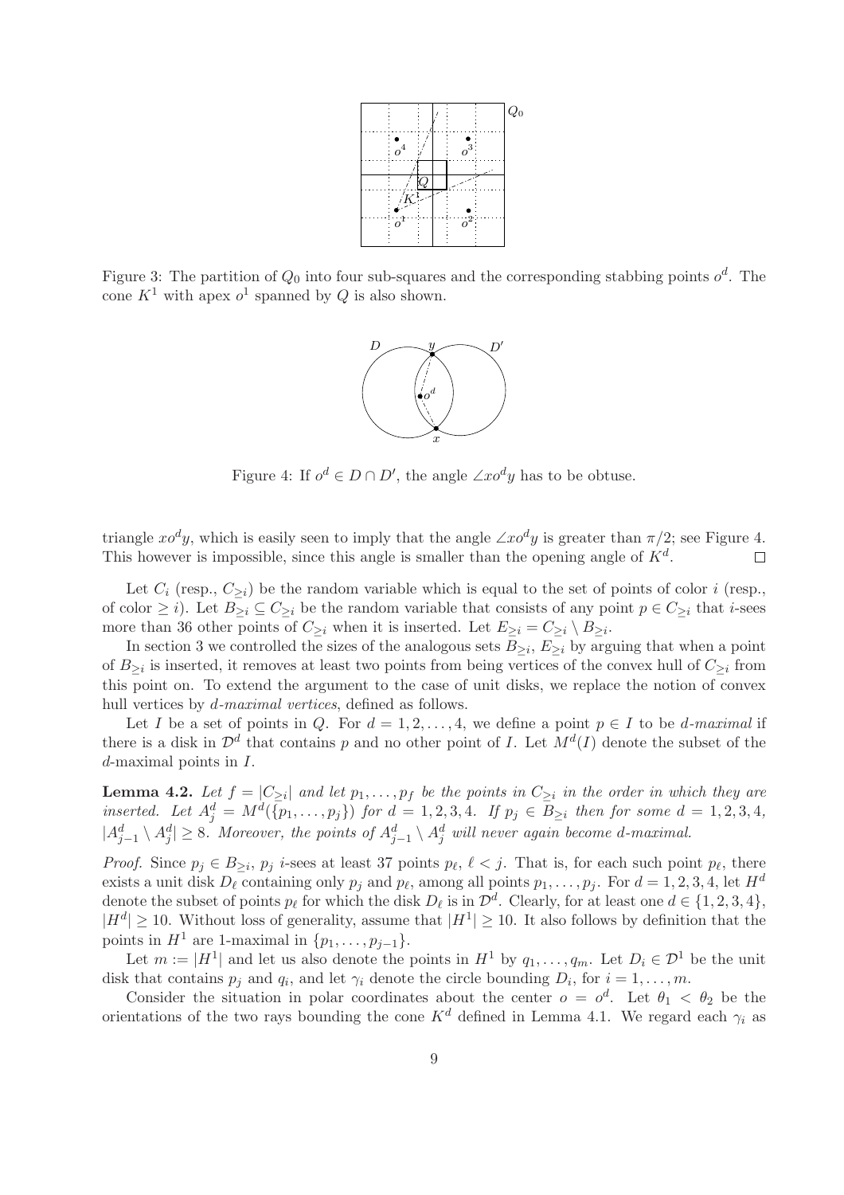Figure 3: The partition of $Q_0$ into four sub-squares and the corresponding stabbing points $o^d$. The cone $K^1$ with apex $o^1$ spanned by $Q$ is also shown.

Figure 4: If $o^d \in D \cap D'$, the angle $\angle xo^dy$ has to be obtuse.

triangle $xo^dy$, which is easily seen to imply that the angle $\angle xo^dy$ is greater than $\pi/2$; see Figure 4. This however is impossible, since this angle is smaller than the opening angle of $K^d$. $\square$

Let $C_i$ (resp., $C_{\geq i}$) be the random variable which is equal to the set of points of color $i$ (resp., of color $\geq i$). Let $B_{\geq i} \subseteq C_{\geq i}$ be the random variable that consists of any point $p \in C_{\geq i}$ that $i$-sees more than 36 other points of $C_{\geq i}$ when it is inserted. Let $E_{\geq i} = C_{\geq i} \setminus B_{\geq i}$.

In section 3 we controlled the sizes of the analogous sets $B_{\geq i}$, $E_{\geq i}$ by arguing that when a point of $B_{\geq i}$ is inserted, it removes at least two points from being vertices of the convex hull of $C_{\geq i}$ from this point on. To extend the argument to the case of unit disks, we replace the notion of convex hull vertices by *d-maximal vertices*, defined as follows.

Let $I$ be a set of points in $Q$. For $d = 1, 2, \ldots, 4$, we define a point $p \in I$ to be *d-maximal* if there is a disk in $\mathcal{D}^d$ that contains $p$ and no other point of $I$. Let $M^d(I)$ denote the subset of the $d$-maximal points in $I$.

**Lemma 4.2.** *Let $f = |C_{\geq i}|$ and let $p_1, \ldots, p_f$ be the points in $C_{\geq i}$ in the order in which they are inserted. Let $A_j^d = M^d(\{p_1, \ldots, p_j\})$ for $d = 1, 2, 3, 4$. If $p_j \in B_{\geq i}$ then for some $d = 1, 2, 3, 4$, $|A_{j-1}^d \setminus A_j^d| \geq 8$. Moreover, the points of $A_{j-1}^d \setminus A_j^d$ will never again become $d$-maximal.*

*Proof.* Since $p_j \in B_{\geq i}$, $p_j$ $i$-sees at least 37 points $p_\ell$, $\ell < j$. That is, for each such point $p_\ell$, there exists a unit disk $D_\ell$ containing only $p_j$ and $p_\ell$, among all points $p_1, \ldots, p_j$. For $d = 1, 2, 3, 4$, let $H^d$ denote the subset of points $p_\ell$ for which the disk $D_\ell$ is in $\mathcal{D}^d$. Clearly, for at least one $d \in \{1, 2, 3, 4\}$, $|H^d| \geq 10$. Without loss of generality, assume that $|H^1| \geq 10$. It also follows by definition that the points in $H^1$ are 1-maximal in $\{p_1, \ldots, p_{j-1}\}$.

Let $m := |H^1|$ and let us also denote the points in $H^1$ by $q_1, \ldots, q_m$. Let $D_i \in \mathcal{D}^1$ be the unit disk that contains $p_j$ and $q_i$, and let $\gamma_i$ denote the circle bounding $D_i$, for $i = 1, \ldots, m$.

Consider the situation in polar coordinates about the center $o = o^d$. Let $\theta_1 < \theta_2$ be the orientations of the two rays bounding the cone $K^d$ defined in Lemma 4.1. We regard each $\gamma_i$ as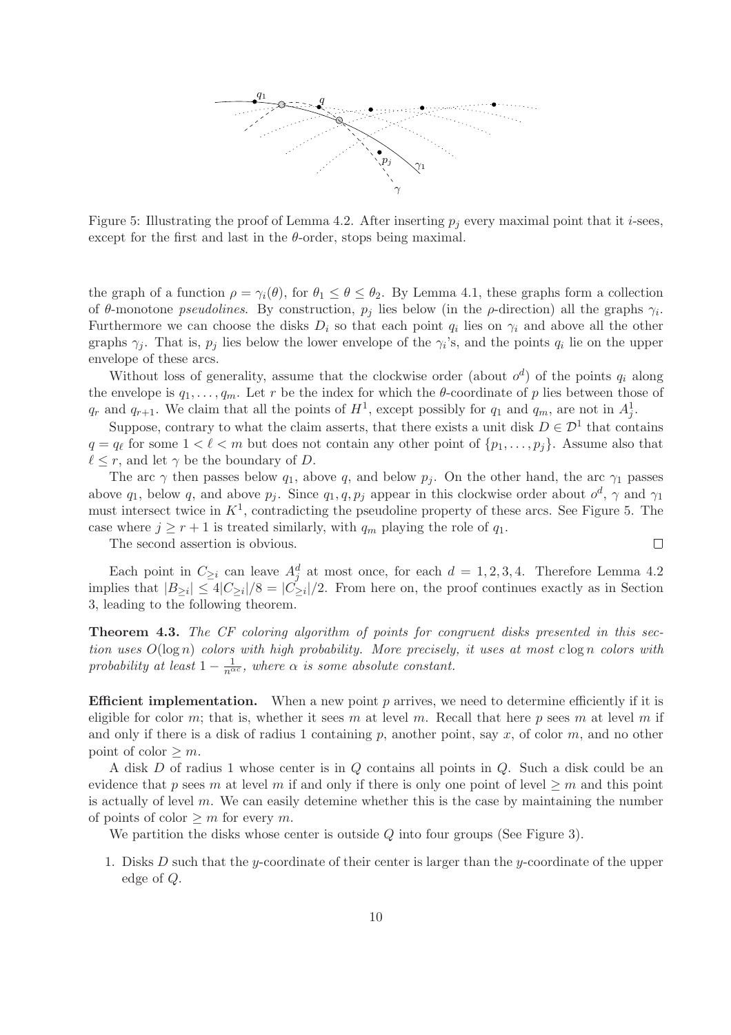Figure 5: Illustrating the proof of Lemma 4.2. After inserting $p_j$ every maximal point that it $i$-sees, except for the first and last in the $\theta$-order, stops being maximal.

the graph of a function $\rho = \gamma_i(\theta)$, for $\theta_1 \le \theta \le \theta_2$. By Lemma 4.1, these graphs form a collection of $\theta$-monotone *pseudolines*. By construction, $p_j$ lies below (in the $\rho$-direction) all the graphs $\gamma_i$. Furthermore we can choose the disks $D_i$ so that each point $q_i$ lies on $\gamma_i$ and above all the other graphs $\gamma_j$. That is, $p_j$ lies below the lower envelope of the $\gamma_i$'s, and the points $q_i$ lie on the upper envelope of these arcs.

Without loss of generality, assume that the clockwise order (about $o^d$) of the points $q_i$ along the envelope is $q_1, \ldots, q_m$. Let $r$ be the index for which the $\theta$-coordinate of $p$ lies between those of $q_r$ and $q_{r+1}$. We claim that all the points of $H^1$, except possibly for $q_1$ and $q_m$, are not in $A^1_j$.

Suppose, contrary to what the claim asserts, that there exists a unit disk $D \in \mathcal{D}^1$ that contains $q = q_\ell$ for some $1 < \ell < m$ but does not contain any other point of $\{p_1, \ldots, p_j\}$. Assume also that $\ell \le r$, and let $\gamma$ be the boundary of $D$.

The arc $\gamma$ then passes below $q_1$, above $q$, and below $p_j$. On the other hand, the arc $\gamma_1$ passes above $q_1$, below $q$, and above $p_j$. Since $q_1, q, p_j$ appear in this clockwise order about $o^d$, $\gamma$ and $\gamma_1$ must intersect twice in $K^1$, contradicting the pseudoline property of these arcs. See Figure 5. The case where $j \ge r + 1$ is treated similarly, with $q_m$ playing the role of $q_1$.

The second assertion is obvious. □

Each point in $C_{\ge i}$ can leave $A^d_j$ at most once, for each $d = 1, 2, 3, 4$. Therefore Lemma 4.2 implies that $|B_{\ge i}| \le 4|C_{\ge i}|/8 = |C_{\ge i}|/2$. From here on, the proof continues exactly as in Section 3, leading to the following theorem.

**Theorem 4.3.** *The CF coloring algorithm of points for congruent disks presented in this section uses $O(\log n)$ colors with high probability. More precisely, it uses at most $c \log n$ colors with probability at least $1 - \frac{1}{n^{\alpha c}}$, where $\alpha$ is some absolute constant.*

**Efficient implementation.** When a new point $p$ arrives, we need to determine efficiently if it is eligible for color $m$; that is, whether it sees $m$ at level $m$. Recall that here $p$ sees $m$ at level $m$ if and only if there is a disk of radius 1 containing $p$, another point, say $x$, of color $m$, and no other point of color $\ge m$.

A disk $D$ of radius 1 whose center is in $Q$ contains all points in $Q$. Such a disk could be an evidence that $p$ sees $m$ at level $m$ if and only if there is only one point of level $\ge m$ and this point is actually of level $m$. We can easily detemine whether this is the case by maintaining the number of points of color $\ge m$ for every $m$.

We partition the disks whose center is outside $Q$ into four groups (See Figure 3).

1. Disks $D$ such that the $y$-coordinate of their center is larger than the $y$-coordinate of the upper edge of $Q$.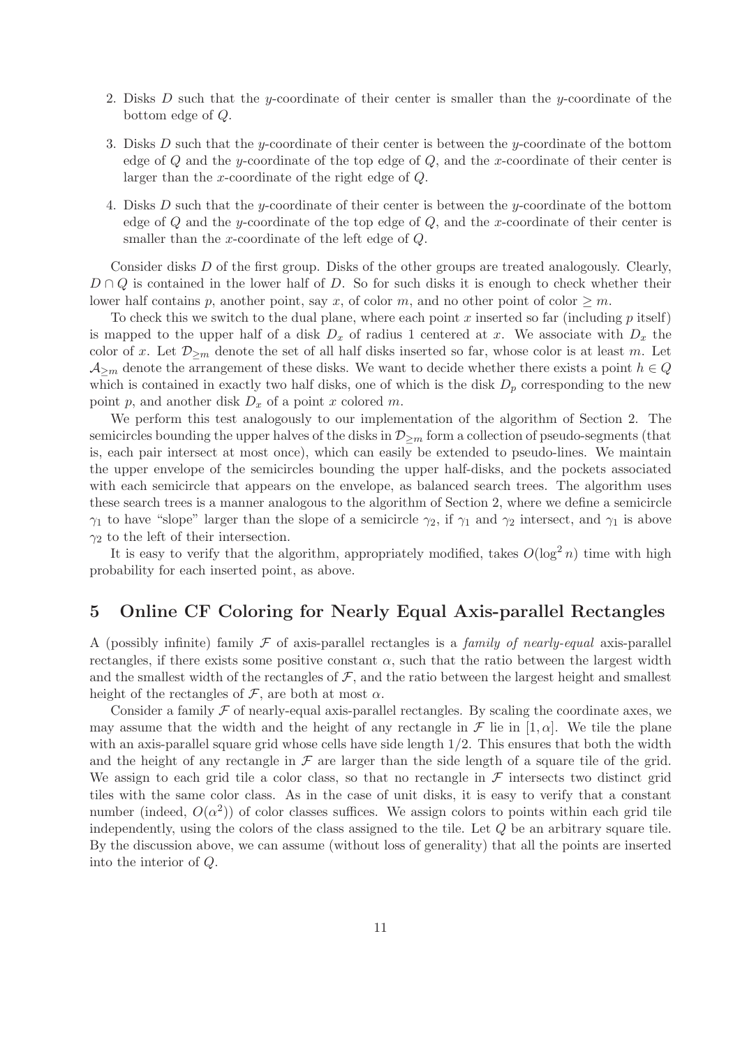2. Disks $D$ such that the $y$-coordinate of their center is smaller than the $y$-coordinate of the bottom edge of $Q$.

3. Disks $D$ such that the $y$-coordinate of their center is between the $y$-coordinate of the bottom edge of $Q$ and the $y$-coordinate of the top edge of $Q$, and the $x$-coordinate of their center is larger than the $x$-coordinate of the right edge of $Q$.

4. Disks $D$ such that the $y$-coordinate of their center is between the $y$-coordinate of the bottom edge of $Q$ and the $y$-coordinate of the top edge of $Q$, and the $x$-coordinate of their center is smaller than the $x$-coordinate of the left edge of $Q$.

Consider disks $D$ of the first group. Disks of the other groups are treated analogously. Clearly, $D \cap Q$ is contained in the lower half of $D$. So for such disks it is enough to check whether their lower half contains $p$, another point, say $x$, of color $m$, and no other point of color $\geq m$.

To check this we switch to the dual plane, where each point $x$ inserted so far (including $p$ itself) is mapped to the upper half of a disk $D_x$ of radius 1 centered at $x$. We associate with $D_x$ the color of $x$. Let $\mathcal{D}_{\geq m}$ denote the set of all half disks inserted so far, whose color is at least $m$. Let $\mathcal{A}_{\geq m}$ denote the arrangement of these disks. We want to decide whether there exists a point $h \in Q$ which is contained in exactly two half disks, one of which is the disk $D_p$ corresponding to the new point $p$, and another disk $D_x$ of a point $x$ colored $m$.

We perform this test analogously to our implementation of the algorithm of Section 2. The semicircles bounding the upper halves of the disks in $\mathcal{D}_{\geq m}$ form a collection of pseudo-segments (that is, each pair intersect at most once), which can easily be extended to pseudo-lines. We maintain the upper envelope of the semicircles bounding the upper half-disks, and the pockets associated with each semicircle that appears on the envelope, as balanced search trees. The algorithm uses these search trees is a manner analogous to the algorithm of Section 2, where we define a semicircle $\gamma_1$ to have "slope" larger than the slope of a semicircle $\gamma_2$, if $\gamma_1$ and $\gamma_2$ intersect, and $\gamma_1$ is above $\gamma_2$ to the left of their intersection.

It is easy to verify that the algorithm, appropriately modified, takes $O(\log^2 n)$ time with high probability for each inserted point, as above.

## 5 Online CF Coloring for Nearly Equal Axis-parallel Rectangles

A (possibly infinite) family $\mathcal{F}$ of axis-parallel rectangles is a *family of nearly-equal* axis-parallel rectangles, if there exists some positive constant $\alpha$, such that the ratio between the largest width and the smallest width of the rectangles of $\mathcal{F}$, and the ratio between the largest height and smallest height of the rectangles of $\mathcal{F}$, are both at most $\alpha$.

Consider a family $\mathcal{F}$ of nearly-equal axis-parallel rectangles. By scaling the coordinate axes, we may assume that the width and the height of any rectangle in $\mathcal{F}$ lie in $[1, \alpha]$. We tile the plane with an axis-parallel square grid whose cells have side length $1/2$. This ensures that both the width and the height of any rectangle in $\mathcal{F}$ are larger than the side length of a square tile of the grid. We assign to each grid tile a color class, so that no rectangle in $\mathcal{F}$ intersects two distinct grid tiles with the same color class. As in the case of unit disks, it is easy to verify that a constant number (indeed, $O(\alpha^2)$) of color classes suffices. We assign colors to points within each grid tile independently, using the colors of the class assigned to the tile. Let $Q$ be an arbitrary square tile. By the discussion above, we can assume (without loss of generality) that all the points are inserted into the interior of $Q$.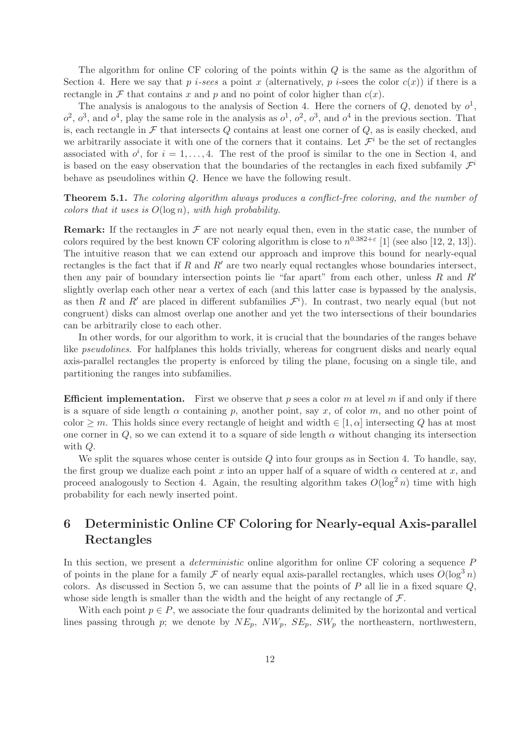The algorithm for online CF coloring of the points within $Q$ is the same as the algorithm of Section 4. Here we say that $p$ *i-sees* a point $x$ (alternatively, $p$ $i$-sees the color $c(x)$) if there is a rectangle in $\mathcal{F}$ that contains $x$ and $p$ and no point of color higher than $c(x)$.

The analysis is analogous to the analysis of Section 4. Here the corners of $Q$, denoted by $o^1$, $o^2$, $o^3$, and $o^4$, play the same role in the analysis as $o^1$, $o^2$, $o^3$, and $o^4$ in the previous section. That is, each rectangle in $\mathcal{F}$ that intersects $Q$ contains at least one corner of $Q$, as is easily checked, and we arbitrarily associate it with one of the corners that it contains. Let $\mathcal{F}^i$ be the set of rectangles associated with $o^i$, for $i = 1, \ldots, 4$. The rest of the proof is similar to the one in Section 4, and is based on the easy observation that the boundaries of the rectangles in each fixed subfamily $\mathcal{F}^i$ behave as pseudolines within $Q$. Hence we have the following result.

**Theorem 5.1.** *The coloring algorithm always produces a conflict-free coloring, and the number of colors that it uses is $O(\log n)$, with high probability.*

**Remark:** If the rectangles in $\mathcal{F}$ are not nearly equal then, even in the static case, the number of colors required by the best known CF coloring algorithm is close to $n^{0.382+\varepsilon}$ [1] (see also [12, 2, 13]). The intuitive reason that we can extend our approach and improve this bound for nearly-equal rectangles is the fact that if $R$ and $R'$ are two nearly equal rectangles whose boundaries intersect, then any pair of boundary intersection points lie "far apart" from each other, unless $R$ and $R'$ slightly overlap each other near a vertex of each (and this latter case is bypassed by the analysis, as then $R$ and $R'$ are placed in different subfamilies $\mathcal{F}^i$). In contrast, two nearly equal (but not congruent) disks can almost overlap one another and yet the two intersections of their boundaries can be arbitrarily close to each other.

In other words, for our algorithm to work, it is crucial that the boundaries of the ranges behave like *pseudolines*. For halfplanes this holds trivially, whereas for congruent disks and nearly equal axis-parallel rectangles the property is enforced by tiling the plane, focusing on a single tile, and partitioning the ranges into subfamilies.

**Efficient implementation.** First we observe that $p$ sees a color $m$ at level $m$ if and only if there is a square of side length $\alpha$ containing $p$, another point, say $x$, of color $m$, and no other point of color $\geq m$. This holds since every rectangle of height and width $\in [1, \alpha]$ intersecting $Q$ has at most one corner in $Q$, so we can extend it to a square of side length $\alpha$ without changing its intersection with $Q$.

We split the squares whose center is outside $Q$ into four groups as in Section 4. To handle, say, the first group we dualize each point $x$ into an upper half of a square of width $\alpha$ centered at $x$, and proceed analogously to Section 4. Again, the resulting algorithm takes $O(\log^2 n)$ time with high probability for each newly inserted point.

# 6 Deterministic Online CF Coloring for Nearly-equal Axis-parallel Rectangles

In this section, we present a *deterministic* online algorithm for online CF coloring a sequence $P$ of points in the plane for a family $\mathcal{F}$ of nearly equal axis-parallel rectangles, which uses $O(\log^3 n)$ colors. As discussed in Section 5, we can assume that the points of $P$ all lie in a fixed square $Q$, whose side length is smaller than the width and the height of any rectangle of $\mathcal{F}$.

With each point $p \in P$, we associate the four quadrants delimited by the horizontal and vertical lines passing through $p$; we denote by $NE_p$, $NW_p$, $SE_p$, $SW_p$ the northeastern, northwestern,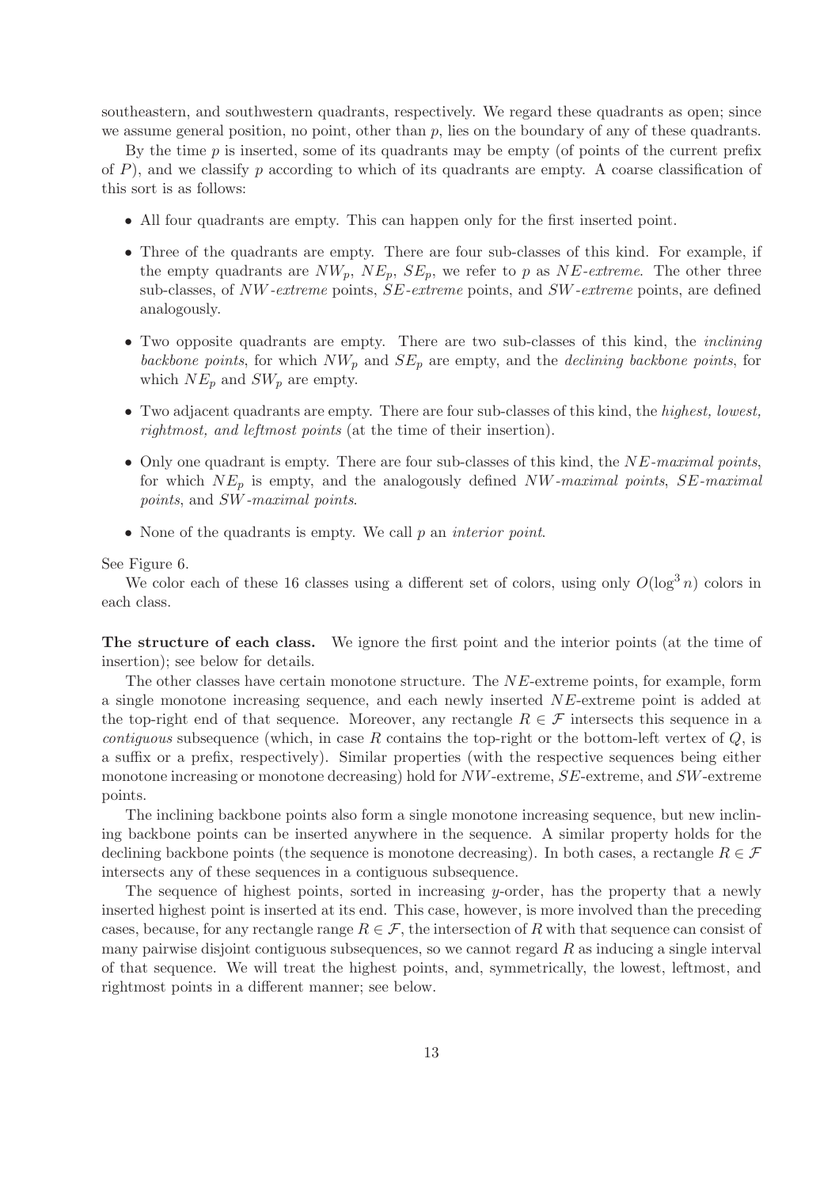southeastern, and southwestern quadrants, respectively. We regard these quadrants as open; since we assume general position, no point, other than $p$, lies on the boundary of any of these quadrants.

By the time $p$ is inserted, some of its quadrants may be empty (of points of the current prefix of $P$), and we classify $p$ according to which of its quadrants are empty. A coarse classification of this sort is as follows:

- All four quadrants are empty. This can happen only for the first inserted point.
- Three of the quadrants are empty. There are four sub-classes of this kind. For example, if the empty quadrants are $NW_p$, $NE_p$, $SE_p$, we refer to $p$ as *NE-extreme*. The other three sub-classes, of *NW-extreme* points, *SE-extreme* points, and *SW-extreme* points, are defined analogously.
- Two opposite quadrants are empty. There are two sub-classes of this kind, the *inclining backbone points*, for which $NW_p$ and $SE_p$ are empty, and the *declining backbone points*, for which $NE_p$ and $SW_p$ are empty.
- Two adjacent quadrants are empty. There are four sub-classes of this kind, the *highest, lowest, rightmost, and leftmost points* (at the time of their insertion).
- Only one quadrant is empty. There are four sub-classes of this kind, the *NE-maximal points*, for which $NE_p$ is empty, and the analogously defined *NW-maximal points*, *SE-maximal points*, and *SW-maximal points*.
- None of the quadrants is empty. We call $p$ an *interior point*.

See Figure 6.

We color each of these 16 classes using a different set of colors, using only $O(\log^3 n)$ colors in each class.

**The structure of each class.** We ignore the first point and the interior points (at the time of insertion); see below for details.

The other classes have certain monotone structure. The $NE$-extreme points, for example, form a single monotone increasing sequence, and each newly inserted $NE$-extreme point is added at the top-right end of that sequence. Moreover, any rectangle $R \in \mathcal{F}$ intersects this sequence in a *contiguous* subsequence (which, in case $R$ contains the top-right or the bottom-left vertex of $Q$, is a suffix or a prefix, respectively). Similar properties (with the respective sequences being either monotone increasing or monotone decreasing) hold for $NW$-extreme, $SE$-extreme, and $SW$-extreme points.

The inclining backbone points also form a single monotone increasing sequence, but new inclining backbone points can be inserted anywhere in the sequence. A similar property holds for the declining backbone points (the sequence is monotone decreasing). In both cases, a rectangle $R \in \mathcal{F}$ intersects any of these sequences in a contiguous subsequence.

The sequence of highest points, sorted in increasing $y$-order, has the property that a newly inserted highest point is inserted at its end. This case, however, is more involved than the preceding cases, because, for any rectangle range $R \in \mathcal{F}$, the intersection of $R$ with that sequence can consist of many pairwise disjoint contiguous subsequences, so we cannot regard $R$ as inducing a single interval of that sequence. We will treat the highest points, and, symmetrically, the lowest, leftmost, and rightmost points in a different manner; see below.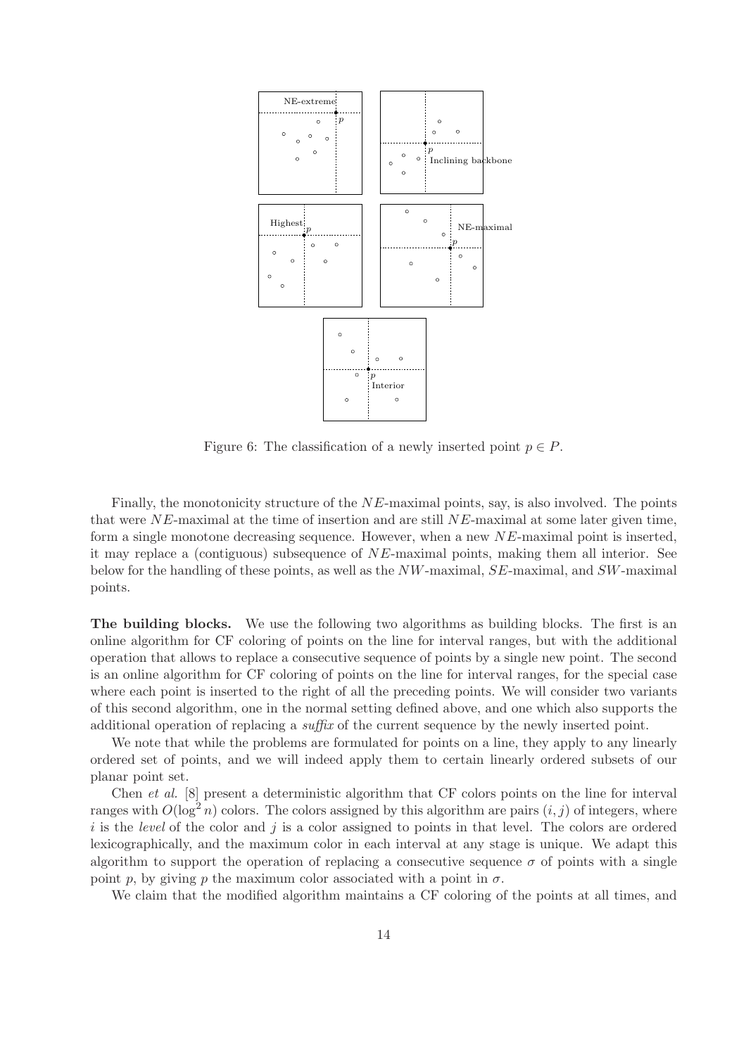Figure 6: The classification of a newly inserted point $p \in P$.

Finally, the monotonicity structure of the $NE$-maximal points, say, is also involved. The points that were $NE$-maximal at the time of insertion and are still $NE$-maximal at some later given time, form a single monotone decreasing sequence. However, when a new $NE$-maximal point is inserted, it may replace a (contiguous) subsequence of $NE$-maximal points, making them all interior. See below for the handling of these points, as well as the $NW$-maximal, $SE$-maximal, and $SW$-maximal points.

**The building blocks.** We use the following two algorithms as building blocks. The first is an online algorithm for CF coloring of points on the line for interval ranges, but with the additional operation that allows to replace a consecutive sequence of points by a single new point. The second is an online algorithm for CF coloring of points on the line for interval ranges, for the special case where each point is inserted to the right of all the preceding points. We will consider two variants of this second algorithm, one in the normal setting defined above, and one which also supports the additional operation of replacing a *suffix* of the current sequence by the newly inserted point.

We note that while the problems are formulated for points on a line, they apply to any linearly ordered set of points, and we will indeed apply them to certain linearly ordered subsets of our planar point set.

Chen *et al.* [8] present a deterministic algorithm that CF colors points on the line for interval ranges with $O(\log^2 n)$ colors. The colors assigned by this algorithm are pairs $(i, j)$ of integers, where $i$ is the *level* of the color and $j$ is a color assigned to points in that level. The colors are ordered lexicographically, and the maximum color in each interval at any stage is unique. We adapt this algorithm to support the operation of replacing a consecutive sequence $\sigma$ of points with a single point $p$, by giving $p$ the maximum color associated with a point in $\sigma$.

We claim that the modified algorithm maintains a CF coloring of the points at all times, and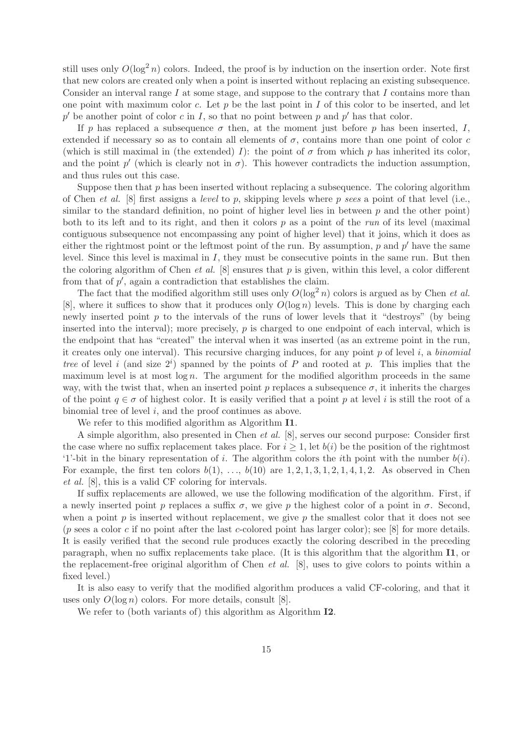still uses only $O(\log^2 n)$ colors. Indeed, the proof is by induction on the insertion order. Note first that new colors are created only when a point is inserted without replacing an existing subsequence. Consider an interval range $I$ at some stage, and suppose to the contrary that $I$ contains more than one point with maximum color $c$. Let $p$ be the last point in $I$ of this color to be inserted, and let $p'$ be another point of color $c$ in $I$, so that no point between $p$ and $p'$ has that color.

If $p$ has replaced a subsequence $\sigma$ then, at the moment just before $p$ has been inserted, $I$, extended if necessary so as to contain all elements of $\sigma$, contains more than one point of color $c$ (which is still maximal in (the extended) $I$): the point of $\sigma$ from which $p$ has inherited its color, and the point $p'$ (which is clearly not in $\sigma$). This however contradicts the induction assumption, and thus rules out this case.

Suppose then that $p$ has been inserted without replacing a subsequence. The coloring algorithm of Chen *et al.* [8] first assigns a *level* to $p$, skipping levels where $p$ *sees* a point of that level (i.e., similar to the standard definition, no point of higher level lies in between $p$ and the other point) both to its left and to its right, and then it colors $p$ as a point of the *run* of its level (maximal contiguous subsequence not encompassing any point of higher level) that it joins, which it does as either the rightmost point or the leftmost point of the run. By assumption, $p$ and $p'$ have the same level. Since this level is maximal in $I$, they must be consecutive points in the same run. But then the coloring algorithm of Chen *et al.* [8] ensures that $p$ is given, within this level, a color different from that of $p'$, again a contradiction that establishes the claim.

The fact that the modified algorithm still uses only $O(\log^2 n)$ colors is argued as by Chen *et al.* [8], where it suffices to show that it produces only $O(\log n)$ levels. This is done by charging each newly inserted point $p$ to the intervals of the runs of lower levels that it "destroys" (by being inserted into the interval); more precisely, $p$ is charged to one endpoint of each interval, which is the endpoint that has "created" the interval when it was inserted (as an extreme point in the run, it creates only one interval). This recursive charging induces, for any point $p$ of level $i$, a *binomial tree* of level $i$ (and size $2^i$) spanned by the points of $P$ and rooted at $p$. This implies that the maximum level is at most $\log n$. The argument for the modified algorithm proceeds in the same way, with the twist that, when an inserted point $p$ replaces a subsequence $\sigma$, it inherits the charges of the point $q \in \sigma$ of highest color. It is easily verified that a point $p$ at level $i$ is still the root of a binomial tree of level $i$, and the proof continues as above.

We refer to this modified algorithm as Algorithm **I1**.

A simple algorithm, also presented in Chen *et al.* [8], serves our second purpose: Consider first the case where no suffix replacement takes place. For $i \geq 1$, let $b(i)$ be the position of the rightmost '1'-bit in the binary representation of $i$. The algorithm colors the $i$th point with the number $b(i)$. For example, the first ten colors $b(1), \ldots, b(10)$ are $1, 2, 1, 3, 1, 2, 1, 4, 1, 2$. As observed in Chen *et al.* [8], this is a valid CF coloring for intervals.

If suffix replacements are allowed, we use the following modification of the algorithm. First, if a newly inserted point $p$ replaces a suffix $\sigma$, we give $p$ the highest color of a point in $\sigma$. Second, when a point $p$ is inserted without replacement, we give $p$ the smallest color that it does not see ($p$ sees a color $c$ if no point after the last $c$-colored point has larger color); see [8] for more details. It is easily verified that the second rule produces exactly the coloring described in the preceding paragraph, when no suffix replacements take place. (It is this algorithm that the algorithm **I1**, or the replacement-free original algorithm of Chen *et al.* [8], uses to give colors to points within a fixed level.)

It is also easy to verify that the modified algorithm produces a valid CF-coloring, and that it uses only $O(\log n)$ colors. For more details, consult [8].

We refer to (both variants of) this algorithm as Algorithm **I2**.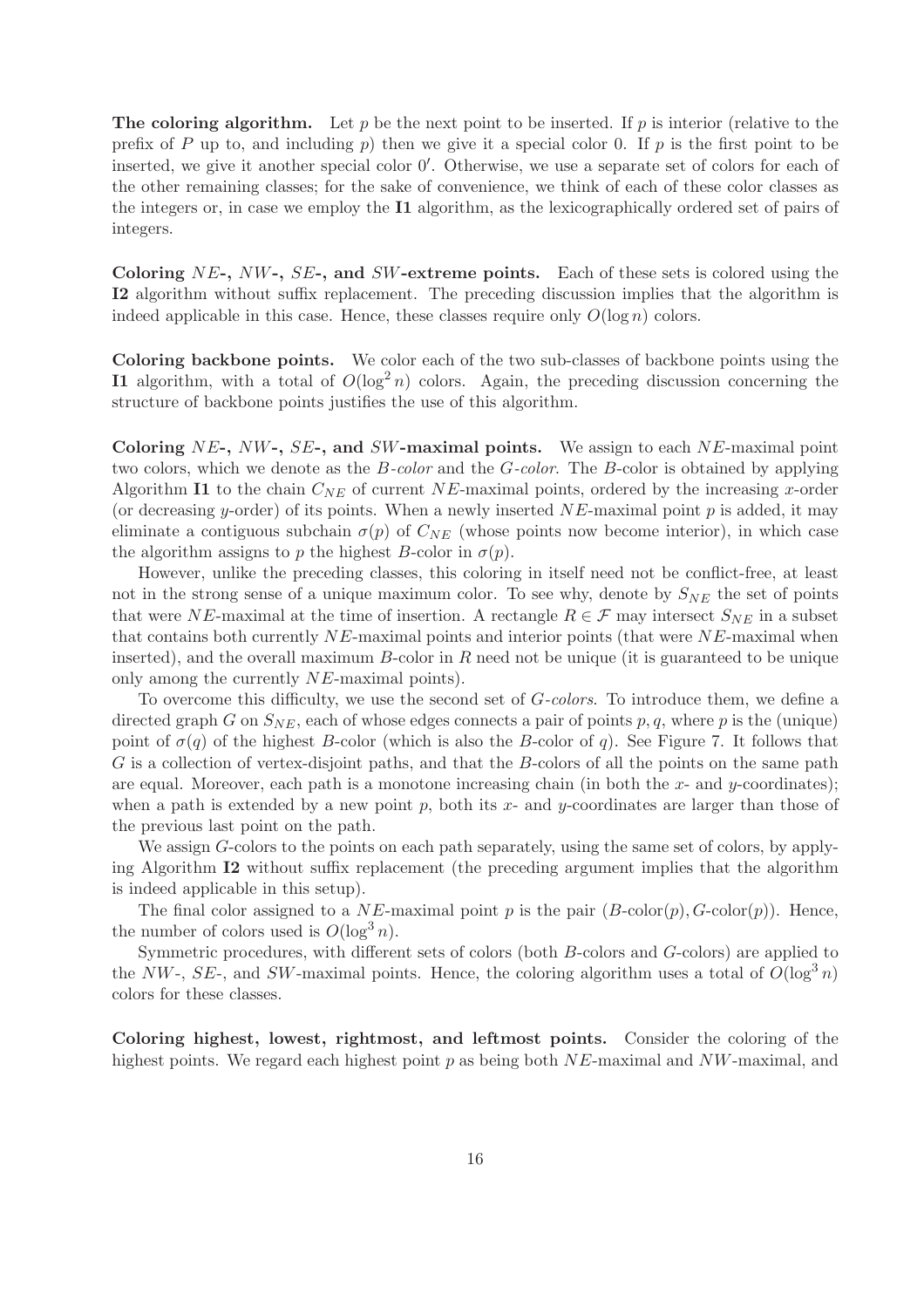**The coloring algorithm.** Let $p$ be the next point to be inserted. If $p$ is interior (relative to the prefix of $P$ up to, and including $p$) then we give it a special color 0. If $p$ is the first point to be inserted, we give it another special color $0'$. Otherwise, we use a separate set of colors for each of the other remaining classes; for the sake of convenience, we think of each of these color classes as the integers or, in case we employ the **I1** algorithm, as the lexicographically ordered set of pairs of integers.

**Coloring $NE$-, $NW$-, $SE$-, and $SW$-extreme points.** Each of these sets is colored using the **I2** algorithm without suffix replacement. The preceding discussion implies that the algorithm is indeed applicable in this case. Hence, these classes require only $O(\log n)$ colors.

**Coloring backbone points.** We color each of the two sub-classes of backbone points using the **I1** algorithm, with a total of $O(\log^2 n)$ colors. Again, the preceding discussion concerning the structure of backbone points justifies the use of this algorithm.

**Coloring $NE$-, $NW$-, $SE$-, and $SW$-maximal points.** We assign to each $NE$-maximal point two colors, which we denote as the *$B$-color* and the *$G$-color*. The $B$-color is obtained by applying Algorithm **I1** to the chain $C_{NE}$ of current $NE$-maximal points, ordered by the increasing $x$-order (or decreasing $y$-order) of its points. When a newly inserted $NE$-maximal point $p$ is added, it may eliminate a contiguous subchain $\sigma(p)$ of $C_{NE}$ (whose points now become interior), in which case the algorithm assigns to $p$ the highest $B$-color in $\sigma(p)$.

However, unlike the preceding classes, this coloring in itself need not be conflict-free, at least not in the strong sense of a unique maximum color. To see why, denote by $S_{NE}$ the set of points that were $NE$-maximal at the time of insertion. A rectangle $R \in \mathcal{F}$ may intersect $S_{NE}$ in a subset that contains both currently $NE$-maximal points and interior points (that were $NE$-maximal when inserted), and the overall maximum $B$-color in $R$ need not be unique (it is guaranteed to be unique only among the currently $NE$-maximal points).

To overcome this difficulty, we use the second set of *$G$-colors*. To introduce them, we define a directed graph $G$ on $S_{NE}$, each of whose edges connects a pair of points $p, q$, where $p$ is the (unique) point of $\sigma(q)$ of the highest $B$-color (which is also the $B$-color of $q$). See Figure 7. It follows that $G$ is a collection of vertex-disjoint paths, and that the $B$-colors of all the points on the same path are equal. Moreover, each path is a monotone increasing chain (in both the $x$- and $y$-coordinates); when a path is extended by a new point $p$, both its $x$- and $y$-coordinates are larger than those of the previous last point on the path.

We assign $G$-colors to the points on each path separately, using the same set of colors, by applying Algorithm **I2** without suffix replacement (the preceding argument implies that the algorithm is indeed applicable in this setup).

The final color assigned to a $NE$-maximal point $p$ is the pair $(B\text{-color}(p), G\text{-color}(p))$. Hence, the number of colors used is $O(\log^3 n)$.

Symmetric procedures, with different sets of colors (both $B$-colors and $G$-colors) are applied to the $NW$-, $SE$-, and $SW$-maximal points. Hence, the coloring algorithm uses a total of $O(\log^3 n)$ colors for these classes.

**Coloring highest, lowest, rightmost, and leftmost points.** Consider the coloring of the highest points. We regard each highest point $p$ as being both $NE$-maximal and $NW$-maximal, and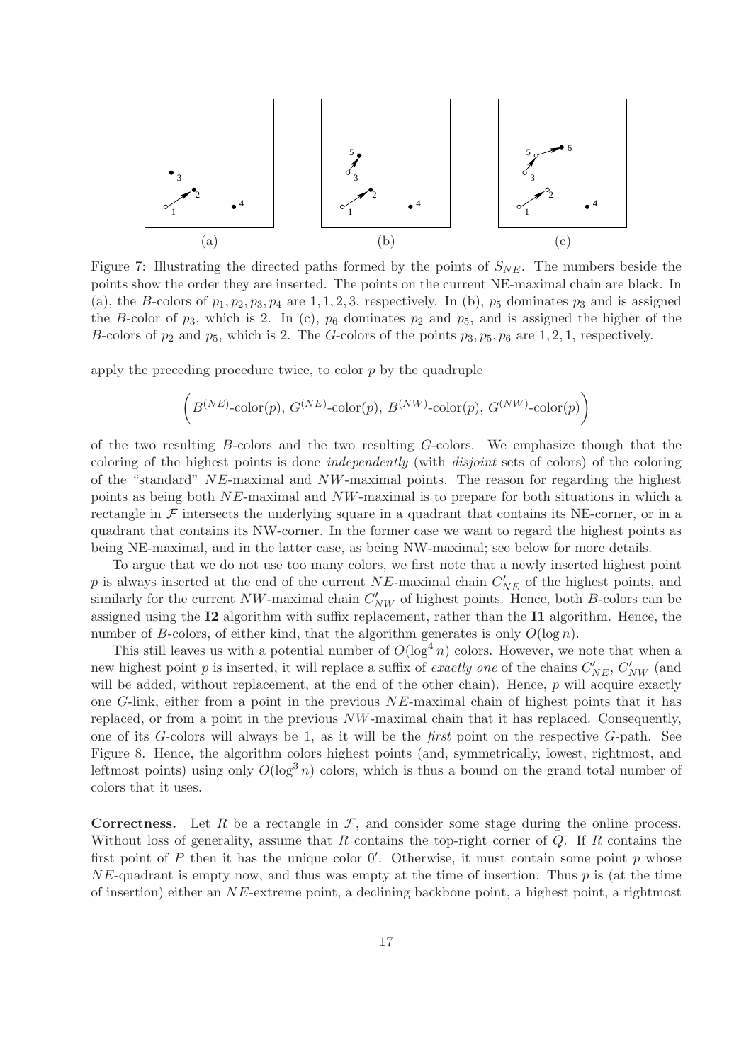Figure 7: Illustrating the directed paths formed by the points of $S_{NE}$. The numbers beside the points show the order they are inserted. The points on the current NE-maximal chain are black. In (a), the $B$-colors of $p_1, p_2, p_3, p_4$ are $1, 1, 2, 3$, respectively. In (b), $p_5$ dominates $p_3$ and is assigned the $B$-color of $p_3$, which is 2. In (c), $p_6$ dominates $p_2$ and $p_5$, and is assigned the higher of the $B$-colors of $p_2$ and $p_5$, which is 2. The $G$-colors of the points $p_3, p_5, p_6$ are $1, 2, 1$, respectively.

apply the preceding procedure twice, to color $p$ by the quadruple

$$\left( B^{(NE)}\text{-color}(p),\ G^{(NE)}\text{-color}(p),\ B^{(NW)}\text{-color}(p),\ G^{(NW)}\text{-color}(p) \right)$$

of the two resulting $B$-colors and the two resulting $G$-colors. We emphasize though that the coloring of the highest points is done *independently* (with *disjoint* sets of colors) of the coloring of the "standard" $NE$-maximal and $NW$-maximal points. The reason for regarding the highest points as being both $NE$-maximal and $NW$-maximal is to prepare for both situations in which a rectangle in $\mathcal{F}$ intersects the underlying square in a quadrant that contains its NE-corner, or in a quadrant that contains its NW-corner. In the former case we want to regard the highest points as being NE-maximal, and in the latter case, as being NW-maximal; see below for more details.

To argue that we do not use too many colors, we first note that a newly inserted highest point $p$ is always inserted at the end of the current $NE$-maximal chain $C'_{NE}$ of the highest points, and similarly for the current $NW$-maximal chain $C'_{NW}$ of highest points. Hence, both $B$-colors can be assigned using the **I2** algorithm with suffix replacement, rather than the **I1** algorithm. Hence, the number of $B$-colors, of either kind, that the algorithm generates is only $O(\log n)$.

This still leaves us with a potential number of $O(\log^4 n)$ colors. However, we note that when a new highest point $p$ is inserted, it will replace a suffix of *exactly one* of the chains $C'_{NE}$, $C'_{NW}$ (and will be added, without replacement, at the end of the other chain). Hence, $p$ will acquire exactly one $G$-link, either from a point in the previous $NE$-maximal chain of highest points that it has replaced, or from a point in the previous $NW$-maximal chain that it has replaced. Consequently, one of its $G$-colors will always be 1, as it will be the *first* point on the respective $G$-path. See Figure 8. Hence, the algorithm colors highest points (and, symmetrically, lowest, rightmost, and leftmost points) using only $O(\log^3 n)$ colors, which is thus a bound on the grand total number of colors that it uses.

**Correctness.** Let $R$ be a rectangle in $\mathcal{F}$, and consider some stage during the online process. Without loss of generality, assume that $R$ contains the top-right corner of $Q$. If $R$ contains the first point of $P$ then it has the unique color $0'$. Otherwise, it must contain some point $p$ whose $NE$-quadrant is empty now, and thus was empty at the time of insertion. Thus $p$ is (at the time of insertion) either an $NE$-extreme point, a declining backbone point, a highest point, a rightmost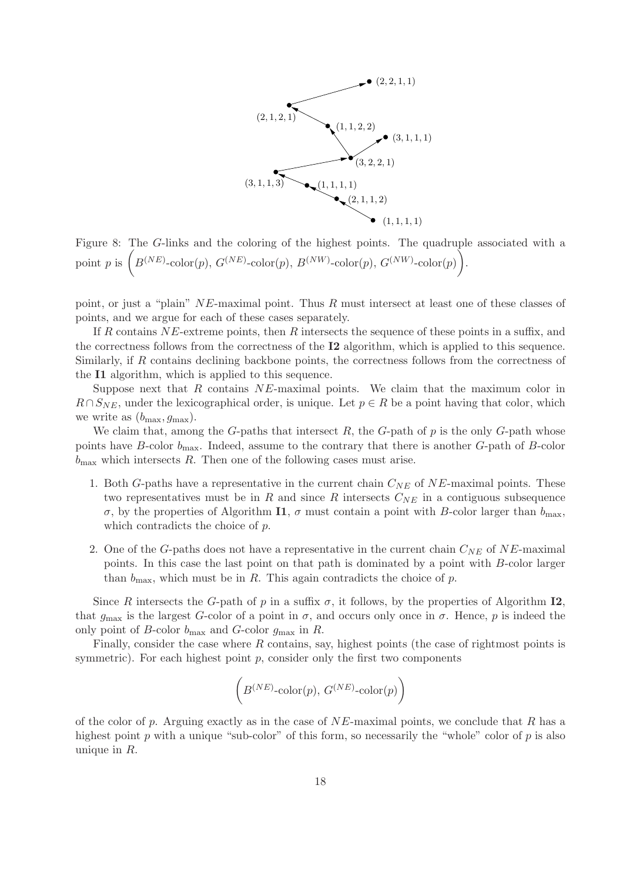Figure 8: The $G$-links and the coloring of the highest points. The quadruple associated with a point $p$ is $\left(B^{(NE)}\text{-color}(p),\, G^{(NE)}\text{-color}(p),\, B^{(NW)}\text{-color}(p),\, G^{(NW)}\text{-color}(p)\right)$.

point, or just a "plain" $NE$-maximal point. Thus $R$ must intersect at least one of these classes of points, and we argue for each of these cases separately.

If $R$ contains $NE$-extreme points, then $R$ intersects the sequence of these points in a suffix, and the correctness follows from the correctness of the **I2** algorithm, which is applied to this sequence. Similarly, if $R$ contains declining backbone points, the correctness follows from the correctness of the **I1** algorithm, which is applied to this sequence.

Suppose next that $R$ contains $NE$-maximal points. We claim that the maximum color in $R \cap S_{NE}$, under the lexicographical order, is unique. Let $p \in R$ be a point having that color, which we write as $(b_{\max}, g_{\max})$.

We claim that, among the $G$-paths that intersect $R$, the $G$-path of $p$ is the only $G$-path whose points have $B$-color $b_{\max}$. Indeed, assume to the contrary that there is another $G$-path of $B$-color $b_{\max}$ which intersects $R$. Then one of the following cases must arise.

1. Both $G$-paths have a representative in the current chain $C_{NE}$ of $NE$-maximal points. These two representatives must be in $R$ and since $R$ intersects $C_{NE}$ in a contiguous subsequence $\sigma$, by the properties of Algorithm **I1**, $\sigma$ must contain a point with $B$-color larger than $b_{\max}$, which contradicts the choice of $p$.

2. One of the $G$-paths does not have a representative in the current chain $C_{NE}$ of $NE$-maximal points. In this case the last point on that path is dominated by a point with $B$-color larger than $b_{\max}$, which must be in $R$. This again contradicts the choice of $p$.

Since $R$ intersects the $G$-path of $p$ in a suffix $\sigma$, it follows, by the properties of Algorithm **I2**, that $g_{\max}$ is the largest $G$-color of a point in $\sigma$, and occurs only once in $\sigma$. Hence, $p$ is indeed the only point of $B$-color $b_{\max}$ and $G$-color $g_{\max}$ in $R$.

Finally, consider the case where $R$ contains, say, highest points (the case of rightmost points is symmetric). For each highest point $p$, consider only the first two components

$$\left(B^{(NE)}\text{-color}(p),\, G^{(NE)}\text{-color}(p)\right)$$

of the color of $p$. Arguing exactly as in the case of $NE$-maximal points, we conclude that $R$ has a highest point $p$ with a unique "sub-color" of this form, so necessarily the "whole" color of $p$ is also unique in $R$.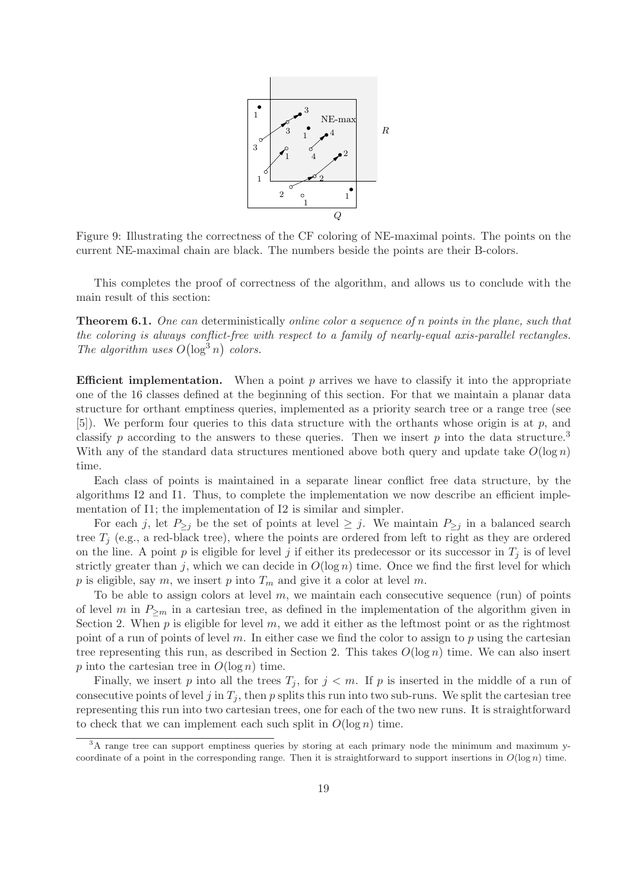Figure 9: Illustrating the correctness of the CF coloring of NE-maximal points. The points on the current NE-maximal chain are black. The numbers beside the points are their B-colors.

This completes the proof of correctness of the algorithm, and allows us to conclude with the main result of this section:

**Theorem 6.1.** *One can* deterministically *online color a sequence of n points in the plane, such that the coloring is always conflict-free with respect to a family of nearly-equal axis-parallel rectangles. The algorithm uses $O(\log^3 n)$ colors.*

**Efficient implementation.** When a point $p$ arrives we have to classify it into the appropriate one of the 16 classes defined at the beginning of this section. For that we maintain a planar data structure for orthant emptiness queries, implemented as a priority search tree or a range tree (see [5]). We perform four queries to this data structure with the orthants whose origin is at $p$, and classify $p$ according to the answers to these queries. Then we insert $p$ into the data structure.[3] With any of the standard data structures mentioned above both query and update take $O(\log n)$ time.

Each class of points is maintained in a separate linear conflict free data structure, by the algorithms I2 and I1. Thus, to complete the implementation we now describe an efficient implementation of I1; the implementation of I2 is similar and simpler.

For each $j$, let $P_{\geq j}$ be the set of points at level $\geq j$. We maintain $P_{\geq j}$ in a balanced search tree $T_j$ (e.g., a red-black tree), where the points are ordered from left to right as they are ordered on the line. A point $p$ is eligible for level $j$ if either its predecessor or its successor in $T_j$ is of level strictly greater than $j$, which we can decide in $O(\log n)$ time. Once we find the first level for which $p$ is eligible, say $m$, we insert $p$ into $T_m$ and give it a color at level $m$.

To be able to assign colors at level $m$, we maintain each consecutive sequence (run) of points of level $m$ in $P_{\geq m}$ in a cartesian tree, as defined in the implementation of the algorithm given in Section 2. When $p$ is eligible for level $m$, we add it either as the leftmost point or as the rightmost point of a run of points of level $m$. In either case we find the color to assign to $p$ using the cartesian tree representing this run, as described in Section 2. This takes $O(\log n)$ time. We can also insert $p$ into the cartesian tree in $O(\log n)$ time.

Finally, we insert $p$ into all the trees $T_j$, for $j < m$. If $p$ is inserted in the middle of a run of consecutive points of level $j$ in $T_j$, then $p$ splits this run into two sub-runs. We split the cartesian tree representing this run into two cartesian trees, one for each of the two new runs. It is straightforward to check that we can implement each such split in $O(\log n)$ time.

[3]A range tree can support emptiness queries by storing at each primary node the minimum and maximum y-coordinate of a point in the corresponding range. Then it is straightforward to support insertions in $O(\log n)$ time.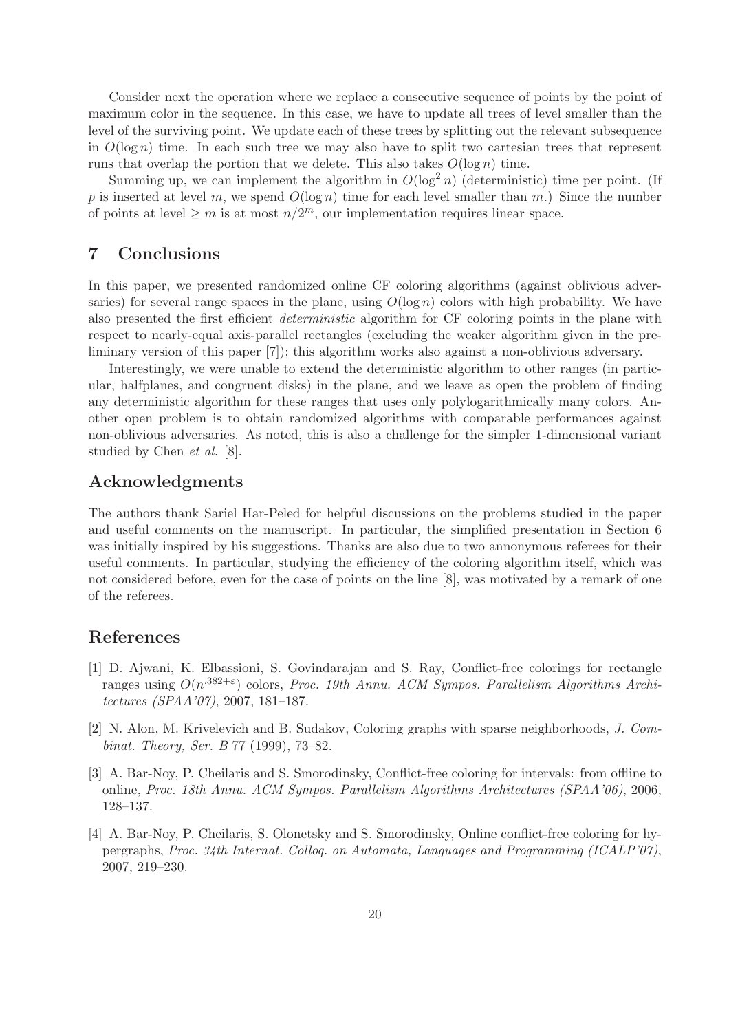Consider next the operation where we replace a consecutive sequence of points by the point of maximum color in the sequence. In this case, we have to update all trees of level smaller than the level of the surviving point. We update each of these trees by splitting out the relevant subsequence in $O(\log n)$ time. In each such tree we may also have to split two cartesian trees that represent runs that overlap the portion that we delete. This also takes $O(\log n)$ time.

Summing up, we can implement the algorithm in $O(\log^2 n)$ (deterministic) time per point. (If $p$ is inserted at level $m$, we spend $O(\log n)$ time for each level smaller than $m$.) Since the number of points at level $\geq m$ is at most $n/2^m$, our implementation requires linear space.

## 7 Conclusions

In this paper, we presented randomized online CF coloring algorithms (against oblivious adversaries) for several range spaces in the plane, using $O(\log n)$ colors with high probability. We have also presented the first efficient *deterministic* algorithm for CF coloring points in the plane with respect to nearly-equal axis-parallel rectangles (excluding the weaker algorithm given in the preliminary version of this paper [7]); this algorithm works also against a non-oblivious adversary.

Interestingly, we were unable to extend the deterministic algorithm to other ranges (in particular, halfplanes, and congruent disks) in the plane, and we leave as open the problem of finding any deterministic algorithm for these ranges that uses only polylogarithmically many colors. Another open problem is to obtain randomized algorithms with comparable performances against non-oblivious adversaries. As noted, this is also a challenge for the simpler 1-dimensional variant studied by Chen *et al.* [8].

## Acknowledgments

The authors thank Sariel Har-Peled for helpful discussions on the problems studied in the paper and useful comments on the manuscript. In particular, the simplified presentation in Section 6 was initially inspired by his suggestions. Thanks are also due to two annonymous referees for their useful comments. In particular, studying the efficiency of the coloring algorithm itself, which was not considered before, even for the case of points on the line [8], was motivated by a remark of one of the referees.

## References

[1] D. Ajwani, K. Elbassioni, S. Govindarajan and S. Ray, Conflict-free colorings for rectangle ranges using $O(n^{.382+\varepsilon})$ colors, *Proc. 19th Annu. ACM Sympos. Parallelism Algorithms Architectures (SPAA'07)*, 2007, 181–187.

[2] N. Alon, M. Krivelevich and B. Sudakov, Coloring graphs with sparse neighborhoods, *J. Combinat. Theory, Ser. B* 77 (1999), 73–82.

[3] A. Bar-Noy, P. Cheilaris and S. Smorodinsky, Conflict-free coloring for intervals: from offline to online, *Proc. 18th Annu. ACM Sympos. Parallelism Algorithms Architectures (SPAA'06)*, 2006, 128–137.

[4] A. Bar-Noy, P. Cheilaris, S. Olonetsky and S. Smorodinsky, Online conflict-free coloring for hypergraphs, *Proc. 34th Internat. Colloq. on Automata, Languages and Programming (ICALP'07)*, 2007, 219–230.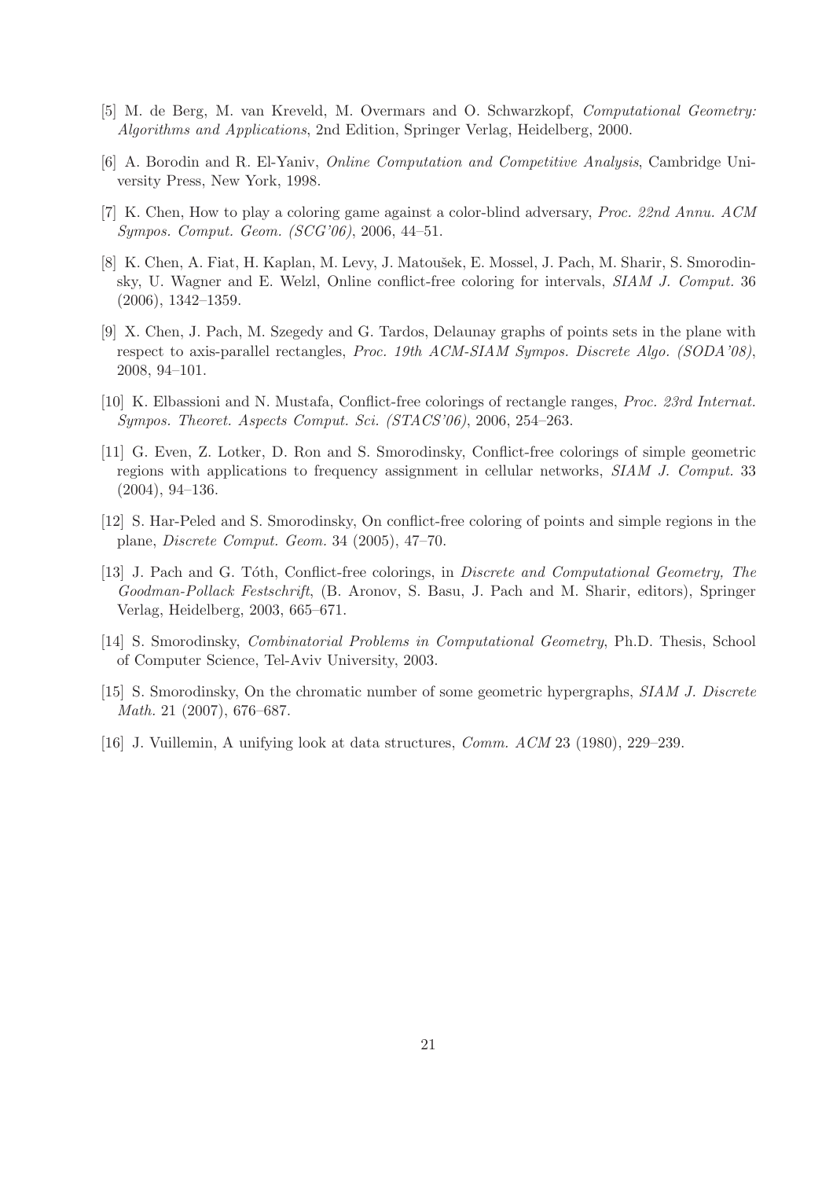[5] M. de Berg, M. van Kreveld, M. Overmars and O. Schwarzkopf, *Computational Geometry: Algorithms and Applications*, 2nd Edition, Springer Verlag, Heidelberg, 2000.

[6] A. Borodin and R. El-Yaniv, *Online Computation and Competitive Analysis*, Cambridge University Press, New York, 1998.

[7] K. Chen, How to play a coloring game against a color-blind adversary, *Proc. 22nd Annu. ACM Sympos. Comput. Geom. (SCG'06)*, 2006, 44–51.

[8] K. Chen, A. Fiat, H. Kaplan, M. Levy, J. Matoušek, E. Mossel, J. Pach, M. Sharir, S. Smorodinsky, U. Wagner and E. Welzl, Online conflict-free coloring for intervals, *SIAM J. Comput.* 36 (2006), 1342–1359.

[9] X. Chen, J. Pach, M. Szegedy and G. Tardos, Delaunay graphs of points sets in the plane with respect to axis-parallel rectangles, *Proc. 19th ACM-SIAM Sympos. Discrete Algo. (SODA'08)*, 2008, 94–101.

[10] K. Elbassioni and N. Mustafa, Conflict-free colorings of rectangle ranges, *Proc. 23rd Internat. Sympos. Theoret. Aspects Comput. Sci. (STACS'06)*, 2006, 254–263.

[11] G. Even, Z. Lotker, D. Ron and S. Smorodinsky, Conflict-free colorings of simple geometric regions with applications to frequency assignment in cellular networks, *SIAM J. Comput.* 33 (2004), 94–136.

[12] S. Har-Peled and S. Smorodinsky, On conflict-free coloring of points and simple regions in the plane, *Discrete Comput. Geom.* 34 (2005), 47–70.

[13] J. Pach and G. Tóth, Conflict-free colorings, in *Discrete and Computational Geometry, The Goodman-Pollack Festschrift*, (B. Aronov, S. Basu, J. Pach and M. Sharir, editors), Springer Verlag, Heidelberg, 2003, 665–671.

[14] S. Smorodinsky, *Combinatorial Problems in Computational Geometry*, Ph.D. Thesis, School of Computer Science, Tel-Aviv University, 2003.

[15] S. Smorodinsky, On the chromatic number of some geometric hypergraphs, *SIAM J. Discrete Math.* 21 (2007), 676–687.

[16] J. Vuillemin, A unifying look at data structures, *Comm. ACM* 23 (1980), 229–239.